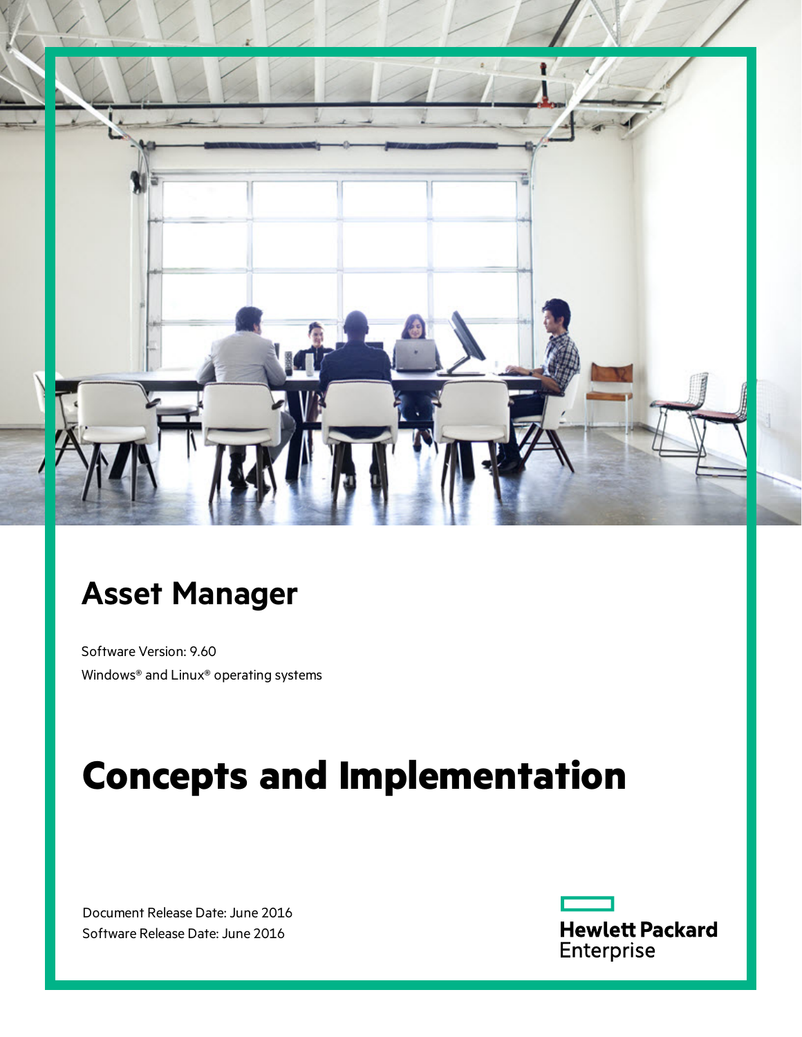# Asset Manager

Software Version: 9.60

Windows® and Linux® operating systems

# Concepts and Implementation

Document Release Date: June 2016

Software Release Date: June 2016

Hewlett Packard Enterprise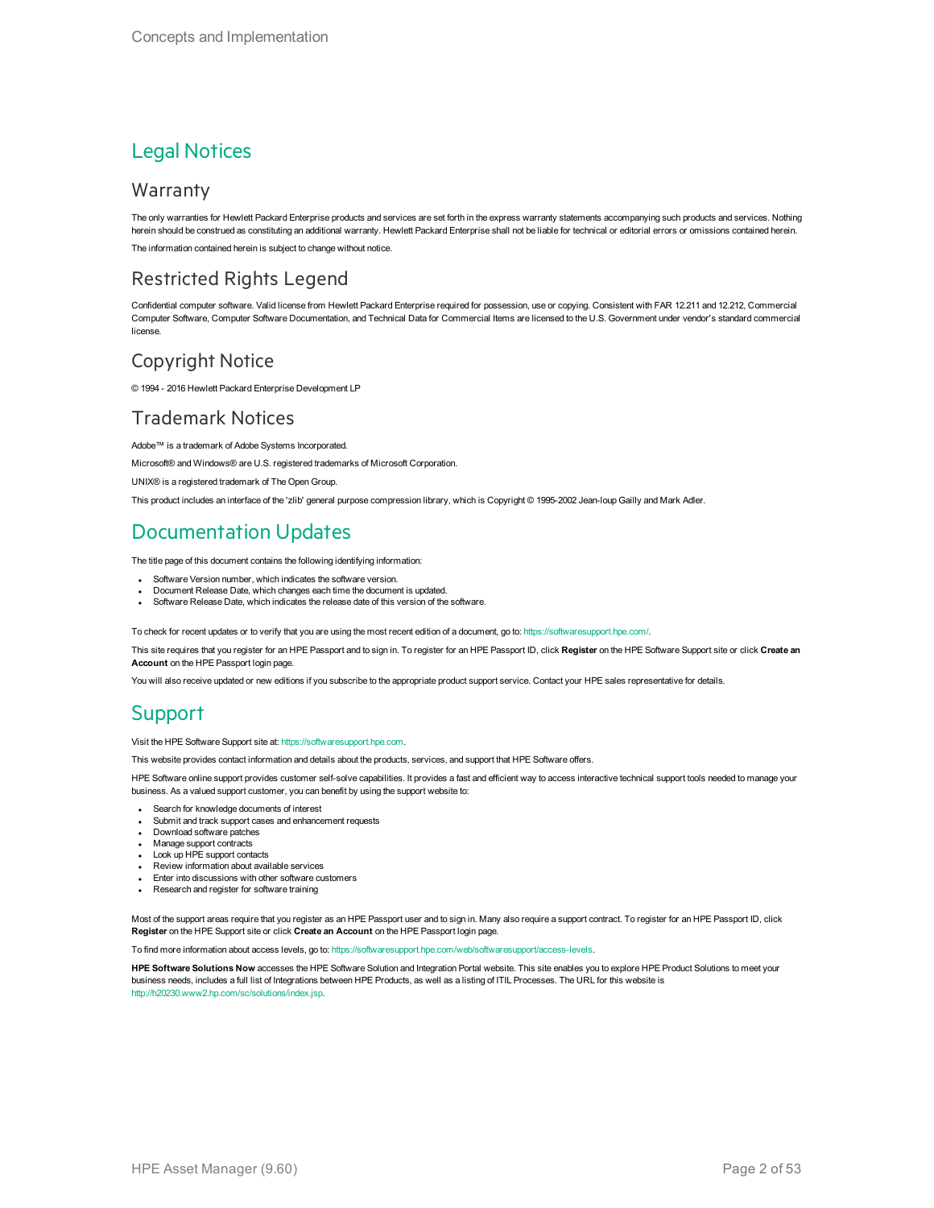# Legal Notices

## Warranty

The only warranties for Hewlett Packard Enterprise products and services are set forth in the express warranty statements accompanying such products and services. Nothing herein should be construed as constituting an additional warranty. Hewlett Packard Enterprise shall not be liable for technical or editorial errors or omissions contained herein.

The information contained herein is subject to change without notice.

## Restricted Rights Legend

Confidential computer software. Valid license from Hewlett Packard Enterprise required for possession, use or copying. Consistent with FAR 12.211 and 12.212, Commercial Computer Software, Computer Software Documentation, and Technical Data for Commercial Items are licensed to the U.S. Government under vendor's standard commercial license.

## Copyright Notice

© 1994 - 2016 Hewlett Packard Enterprise Development LP

## Trademark Notices

Adobe™ is a trademark of Adobe Systems Incorporated.

Microsoft® and Windows® are U.S. registered trademarks of Microsoft Corporation.

UNIX® is a registered trademark of The Open Group.

This product includes an interface of the 'zlib' general purpose compression library, which is Copyright © 1995-2002 Jean-loup Gailly and Mark Adler.

# Documentation Updates

The title page of this document contains the following identifying information:

- Software Version number, which indicates the software version.
- Document Release Date, which changes each time the document is updated.
- Software Release Date, which indicates the release date of this version of the software.

To check for recent updates or to verify that you are using the most recent edition of a document, go to: https://softwaresupport.hpe.com/.

This site requires that you register for an HPE Passport and to sign in. To register for an HPE Passport ID, click **Register** on the HPE Software Support site or click **Create an Account** on the HPE Passport login page.

You will also receive updated or new editions if you subscribe to the appropriate product support service. Contact your HPE sales representative for details.

# Support

Visit the HPE Software Support site at: https://softwaresupport.hpe.com.

This website provides contact information and details about the products, services, and support that HPE Software offers.

HPE Software online support provides customer self-solve capabilities. It provides a fast and efficient way to access interactive technical support tools needed to manage your business. As a valued support customer, you can benefit by using the support website to:

- Search for knowledge documents of interest
- Submit and track support cases and enhancement requests
- Download software patches
- Manage support contracts
- Look up HPE support contacts
- Review information about available services
- Enter into discussions with other software customers
- Research and register for software training

Most of the support areas require that you register as an HPE Passport user and to sign in. Many also require a support contract. To register for an HPE Passport ID, click **Register** on the HPE Support site or click **Create an Account** on the HPE Passport login page.

To find more information about access levels, go to: https://softwaresupport.hpe.com/web/softwaresupport/access-levels.

**HPE Software Solutions Now** accesses the HPE Software Solution and Integration Portal website. This site enables you to explore HPE Product Solutions to meet your business needs, includes a full list of Integrations between HPE Products, as well as a listing of ITIL Processes. The URL for this website is http://h20230.www2.hp.com/sc/solutions/index.jsp.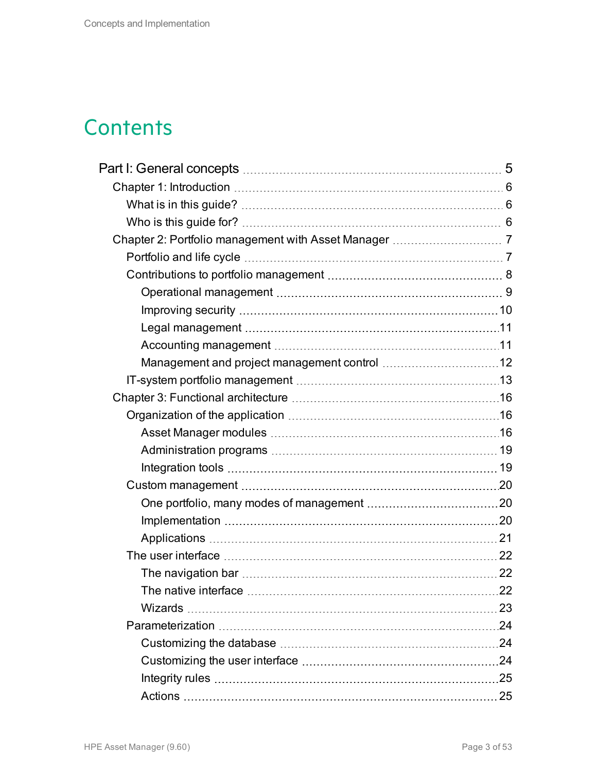# Contents

- Part I: General concepts ... 5
  - Chapter 1: Introduction ... 6
    - What is in this guide? ... 6
    - Who is this guide for? ... 6
  - Chapter 2: Portfolio management with Asset Manager ... 7
    - Portfolio and life cycle ... 7
    - Contributions to portfolio management ... 8
      - Operational management ... 9
      - Improving security ... 10
      - Legal management ... 11
      - Accounting management ... 11
      - Management and project management control ... 12
    - IT-system portfolio management ... 13
  - Chapter 3: Functional architecture ... 16
    - Organization of the application ... 16
      - Asset Manager modules ... 16
      - Administration programs ... 19
      - Integration tools ... 19
    - Custom management ... 20
      - One portfolio, many modes of management ... 20
      - Implementation ... 20
      - Applications ... 21
    - The user interface ... 22
      - The navigation bar ... 22
      - The native interface ... 22
      - Wizards ... 23
    - Parameterization ... 24
      - Customizing the database ... 24
      - Customizing the user interface ... 24
      - Integrity rules ... 25
      - Actions ... 25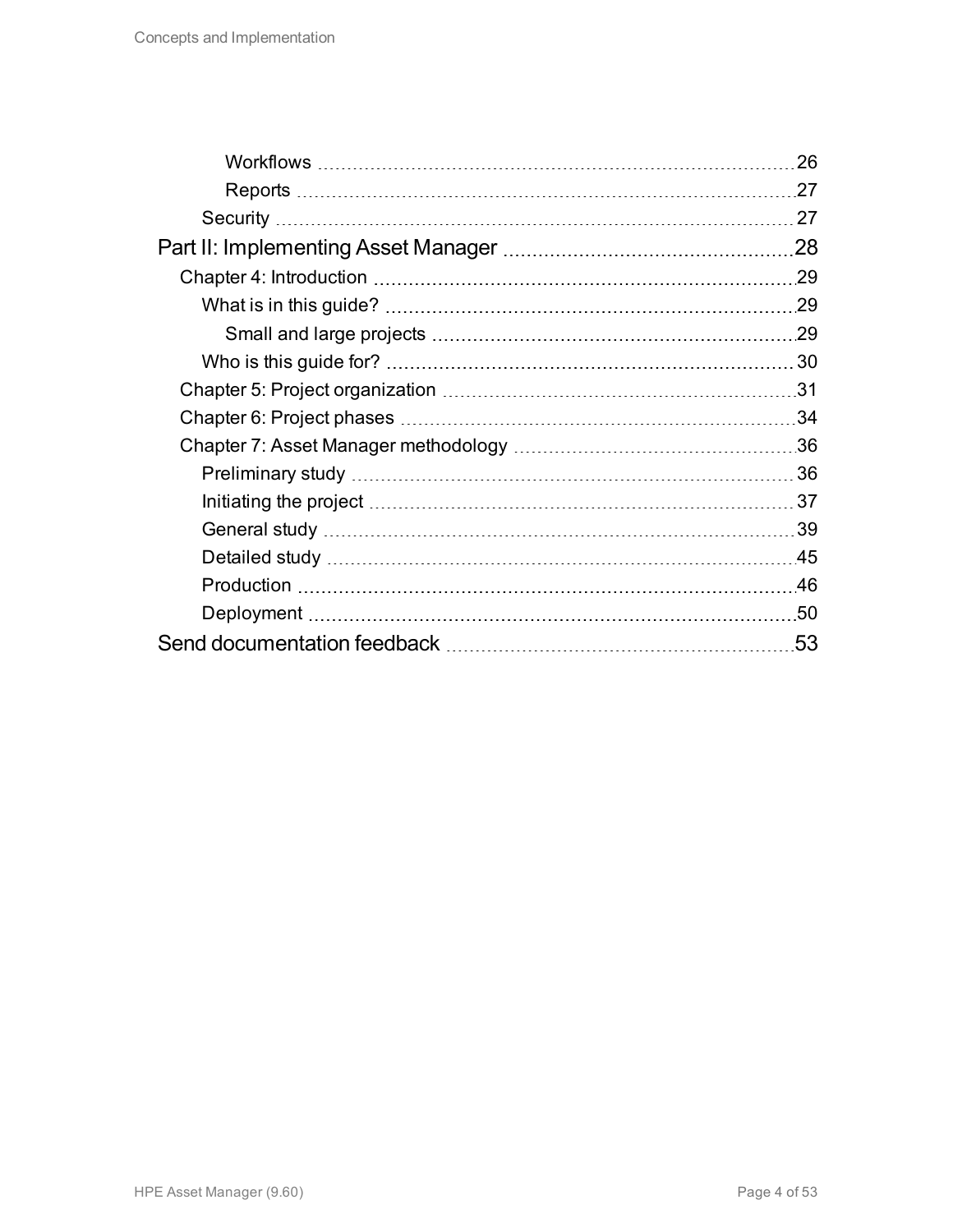- Workflows 26
- Reports 27
- Security 27

Part II: Implementing Asset Manager 28

- Chapter 4: Introduction 29
  - What is in this guide? 29
    - Small and large projects 29
  - Who is this guide for? 30
- Chapter 5: Project organization 31
- Chapter 6: Project phases 34
- Chapter 7: Asset Manager methodology 36
  - Preliminary study 36
  - Initiating the project 37
  - General study 39
  - Detailed study 45
  - Production 46
  - Deployment 50

Send documentation feedback 53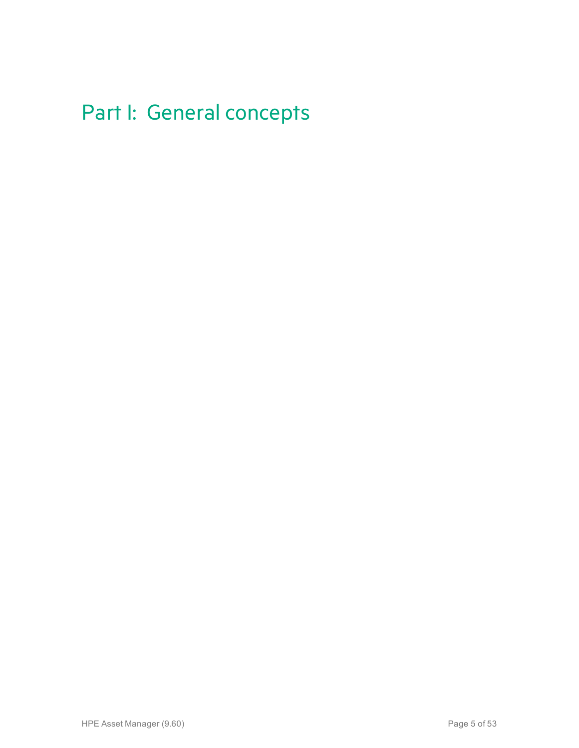# Part I: General concepts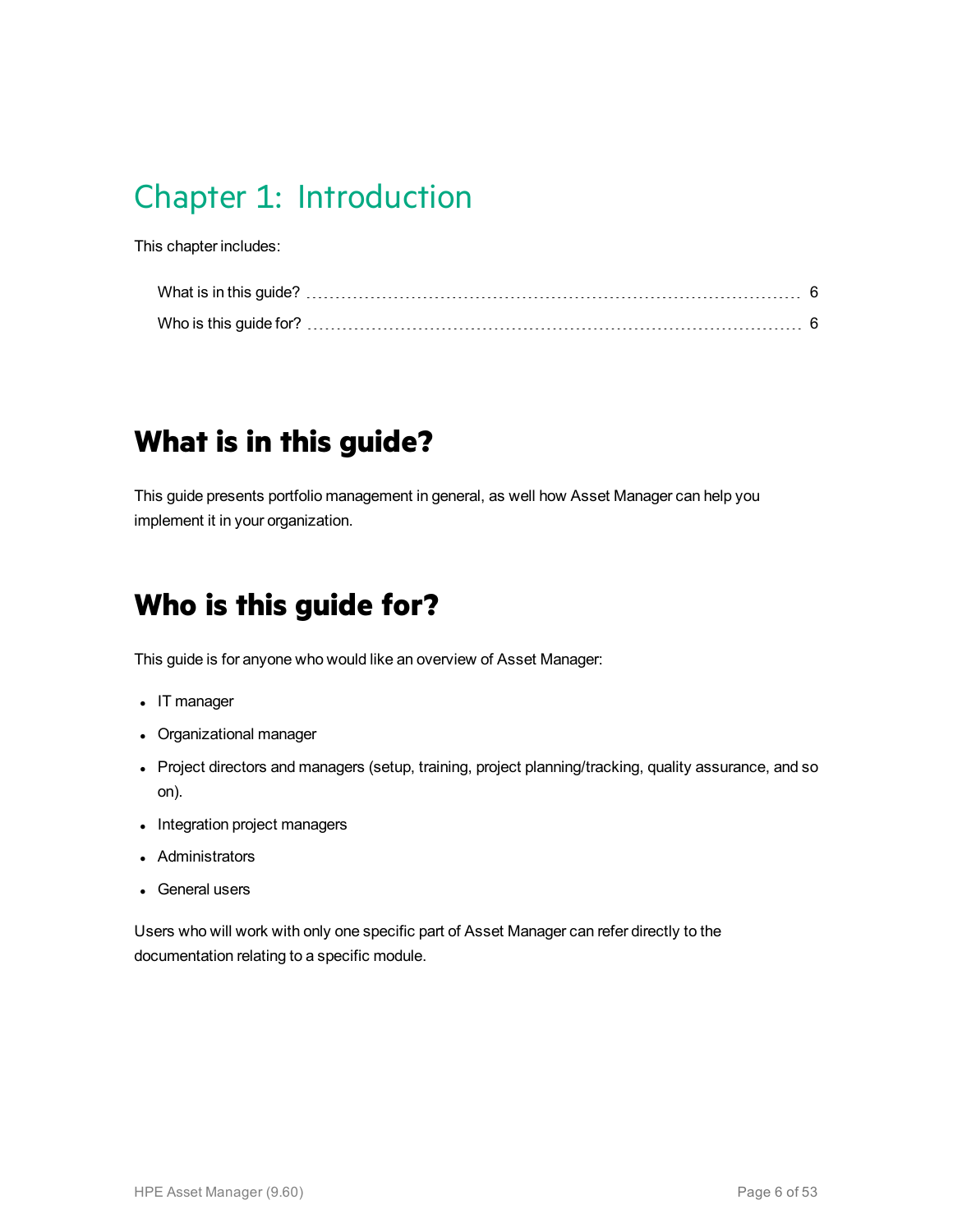# Chapter 1: Introduction

This chapter includes:

What is in this guide? ........ 6

Who is this guide for? ........ 6

## What is in this guide?

This guide presents portfolio management in general, as well how Asset Manager can help you implement it in your organization.

## Who is this guide for?

This guide is for anyone who would like an overview of Asset Manager:

- IT manager
- Organizational manager
- Project directors and managers (setup, training, project planning/tracking, quality assurance, and so on).
- Integration project managers
- Administrators
- General users

Users who will work with only one specific part of Asset Manager can refer directly to the documentation relating to a specific module.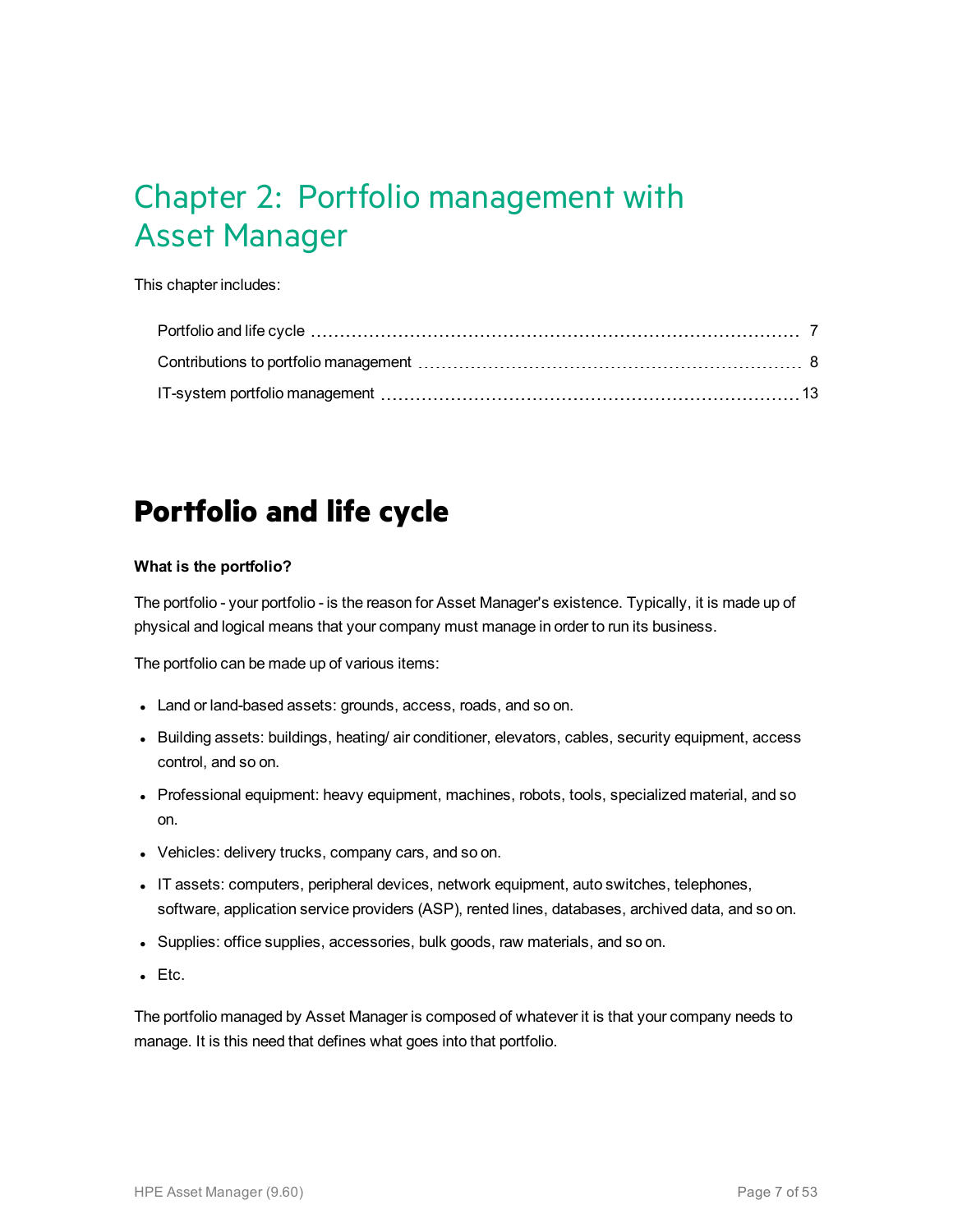# Chapter 2: Portfolio management with Asset Manager

This chapter includes:

- Portfolio and life cycle ........ 7
- Contributions to portfolio management ........ 8
- IT-system portfolio management ........ 13

## Portfolio and life cycle

**What is the portfolio?**

The portfolio - your portfolio - is the reason for Asset Manager's existence. Typically, it is made up of physical and logical means that your company must manage in order to run its business.

The portfolio can be made up of various items:

- Land or land-based assets: grounds, access, roads, and so on.
- Building assets: buildings, heating/ air conditioner, elevators, cables, security equipment, access control, and so on.
- Professional equipment: heavy equipment, machines, robots, tools, specialized material, and so on.
- Vehicles: delivery trucks, company cars, and so on.
- IT assets: computers, peripheral devices, network equipment, auto switches, telephones, software, application service providers (ASP), rented lines, databases, archived data, and so on.
- Supplies: office supplies, accessories, bulk goods, raw materials, and so on.
- Etc.

The portfolio managed by Asset Manager is composed of whatever it is that your company needs to manage. It is this need that defines what goes into that portfolio.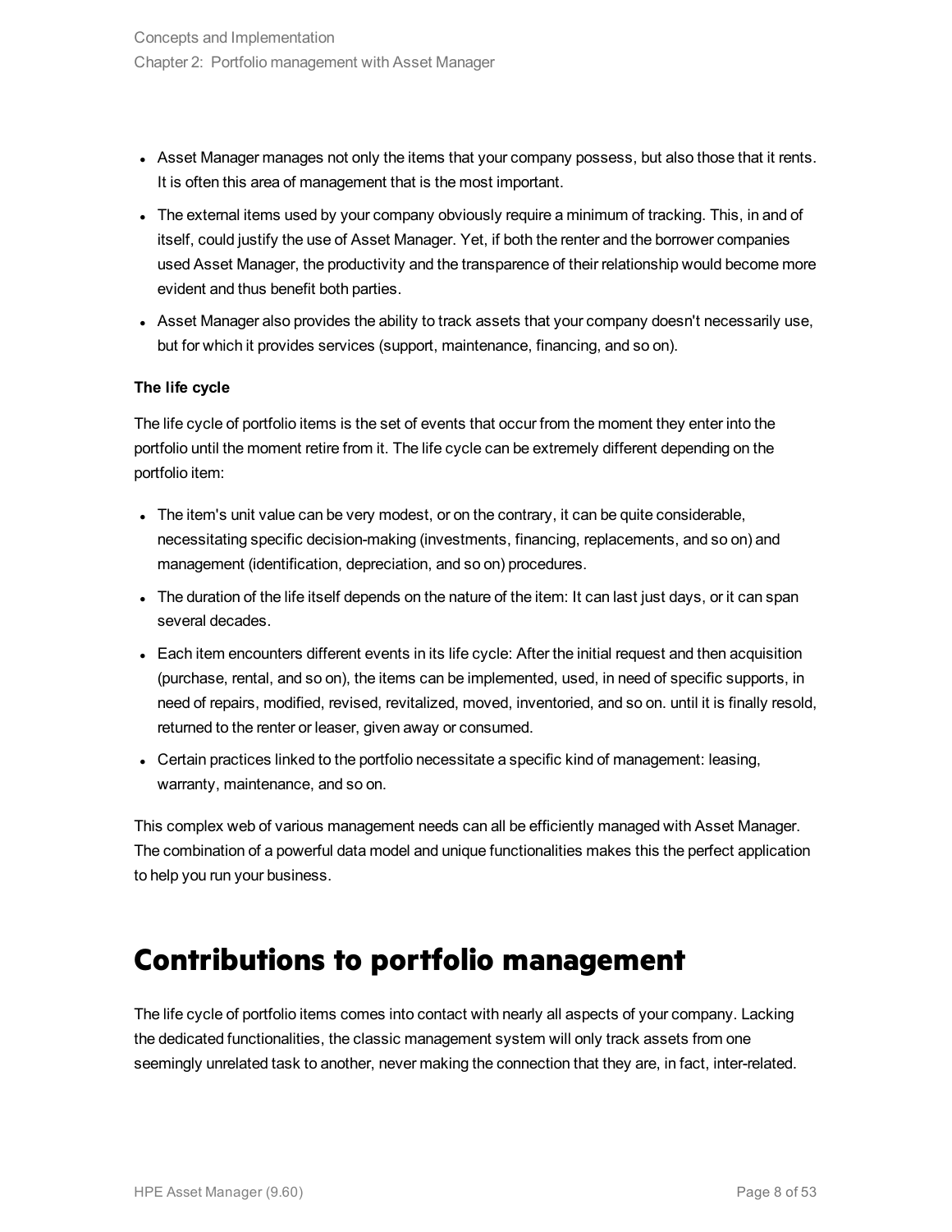- Asset Manager manages not only the items that your company possess, but also those that it rents. It is often this area of management that is the most important.
- The external items used by your company obviously require a minimum of tracking. This, in and of itself, could justify the use of Asset Manager. Yet, if both the renter and the borrower companies used Asset Manager, the productivity and the transparence of their relationship would become more evident and thus benefit both parties.
- Asset Manager also provides the ability to track assets that your company doesn't necessarily use, but for which it provides services (support, maintenance, financing, and so on).

**The life cycle**

The life cycle of portfolio items is the set of events that occur from the moment they enter into the portfolio until the moment retire from it. The life cycle can be extremely different depending on the portfolio item:

- The item's unit value can be very modest, or on the contrary, it can be quite considerable, necessitating specific decision-making (investments, financing, replacements, and so on) and management (identification, depreciation, and so on) procedures.
- The duration of the life itself depends on the nature of the item: It can last just days, or it can span several decades.
- Each item encounters different events in its life cycle: After the initial request and then acquisition (purchase, rental, and so on), the items can be implemented, used, in need of specific supports, in need of repairs, modified, revised, revitalized, moved, inventoried, and so on. until it is finally resold, returned to the renter or leaser, given away or consumed.
- Certain practices linked to the portfolio necessitate a specific kind of management: leasing, warranty, maintenance, and so on.

This complex web of various management needs can all be efficiently managed with Asset Manager. The combination of a powerful data model and unique functionalities makes this the perfect application to help you run your business.

# Contributions to portfolio management

The life cycle of portfolio items comes into contact with nearly all aspects of your company. Lacking the dedicated functionalities, the classic management system will only track assets from one seemingly unrelated task to another, never making the connection that they are, in fact, inter-related.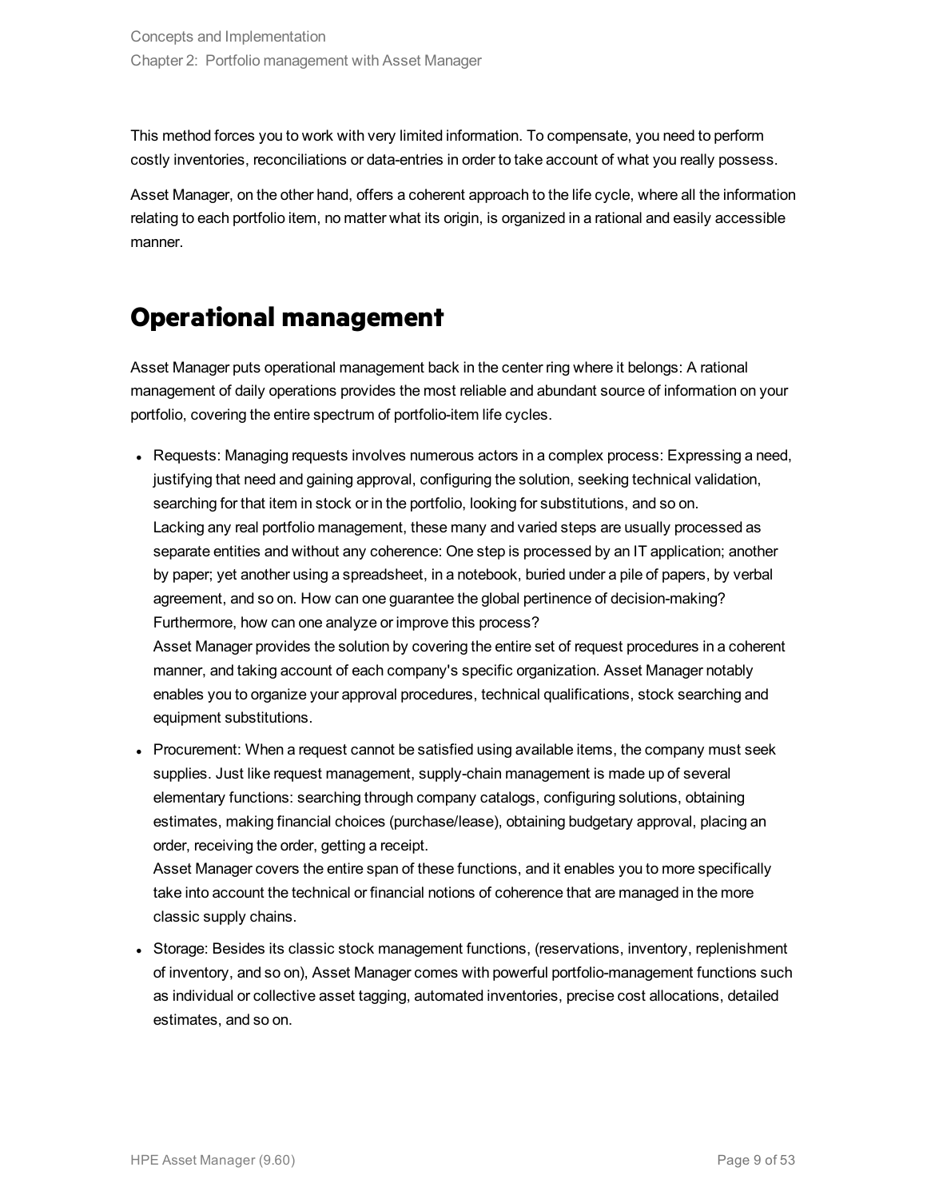This method forces you to work with very limited information. To compensate, you need to perform costly inventories, reconciliations or data-entries in order to take account of what you really possess.

Asset Manager, on the other hand, offers a coherent approach to the life cycle, where all the information relating to each portfolio item, no matter what its origin, is organized in a rational and easily accessible manner.

## Operational management

Asset Manager puts operational management back in the center ring where it belongs: A rational management of daily operations provides the most reliable and abundant source of information on your portfolio, covering the entire spectrum of portfolio-item life cycles.

- Requests: Managing requests involves numerous actors in a complex process: Expressing a need, justifying that need and gaining approval, configuring the solution, seeking technical validation, searching for that item in stock or in the portfolio, looking for substitutions, and so on.
  Lacking any real portfolio management, these many and varied steps are usually processed as separate entities and without any coherence: One step is processed by an IT application; another by paper; yet another using a spreadsheet, in a notebook, buried under a pile of papers, by verbal agreement, and so on. How can one guarantee the global pertinence of decision-making? Furthermore, how can one analyze or improve this process?
  Asset Manager provides the solution by covering the entire set of request procedures in a coherent manner, and taking account of each company's specific organization. Asset Manager notably enables you to organize your approval procedures, technical qualifications, stock searching and equipment substitutions.
- Procurement: When a request cannot be satisfied using available items, the company must seek supplies. Just like request management, supply-chain management is made up of several elementary functions: searching through company catalogs, configuring solutions, obtaining estimates, making financial choices (purchase/lease), obtaining budgetary approval, placing an order, receiving the order, getting a receipt.
  Asset Manager covers the entire span of these functions, and it enables you to more specifically take into account the technical or financial notions of coherence that are managed in the more classic supply chains.
- Storage: Besides its classic stock management functions, (reservations, inventory, replenishment of inventory, and so on), Asset Manager comes with powerful portfolio-management functions such as individual or collective asset tagging, automated inventories, precise cost allocations, detailed estimates, and so on.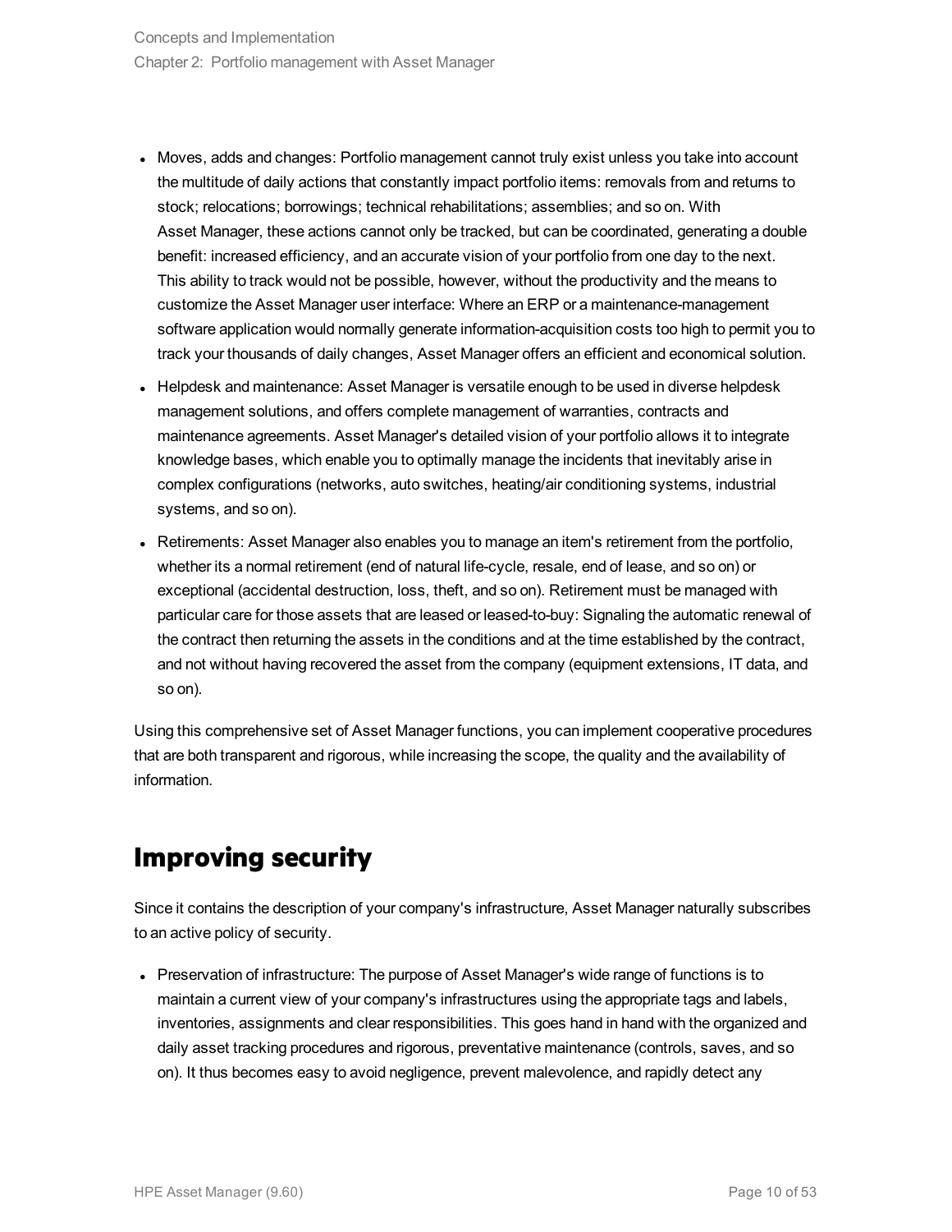- Moves, adds and changes: Portfolio management cannot truly exist unless you take into account the multitude of daily actions that constantly impact portfolio items: removals from and returns to stock; relocations; borrowings; technical rehabilitations; assemblies; and so on. With Asset Manager, these actions cannot only be tracked, but can be coordinated, generating a double benefit: increased efficiency, and an accurate vision of your portfolio from one day to the next. This ability to track would not be possible, however, without the productivity and the means to customize the Asset Manager user interface: Where an ERP or a maintenance-management software application would normally generate information-acquisition costs too high to permit you to track your thousands of daily changes, Asset Manager offers an efficient and economical solution.
- Helpdesk and maintenance: Asset Manager is versatile enough to be used in diverse helpdesk management solutions, and offers complete management of warranties, contracts and maintenance agreements. Asset Manager's detailed vision of your portfolio allows it to integrate knowledge bases, which enable you to optimally manage the incidents that inevitably arise in complex configurations (networks, auto switches, heating/air conditioning systems, industrial systems, and so on).
- Retirements: Asset Manager also enables you to manage an item's retirement from the portfolio, whether its a normal retirement (end of natural life-cycle, resale, end of lease, and so on) or exceptional (accidental destruction, loss, theft, and so on). Retirement must be managed with particular care for those assets that are leased or leased-to-buy: Signaling the automatic renewal of the contract then returning the assets in the conditions and at the time established by the contract, and not without having recovered the asset from the company (equipment extensions, IT data, and so on).

Using this comprehensive set of Asset Manager functions, you can implement cooperative procedures that are both transparent and rigorous, while increasing the scope, the quality and the availability of information.

## Improving security

Since it contains the description of your company's infrastructure, Asset Manager naturally subscribes to an active policy of security.

- Preservation of infrastructure: The purpose of Asset Manager's wide range of functions is to maintain a current view of your company's infrastructures using the appropriate tags and labels, inventories, assignments and clear responsibilities. This goes hand in hand with the organized and daily asset tracking procedures and rigorous, preventative maintenance (controls, saves, and so on). It thus becomes easy to avoid negligence, prevent malevolence, and rapidly detect any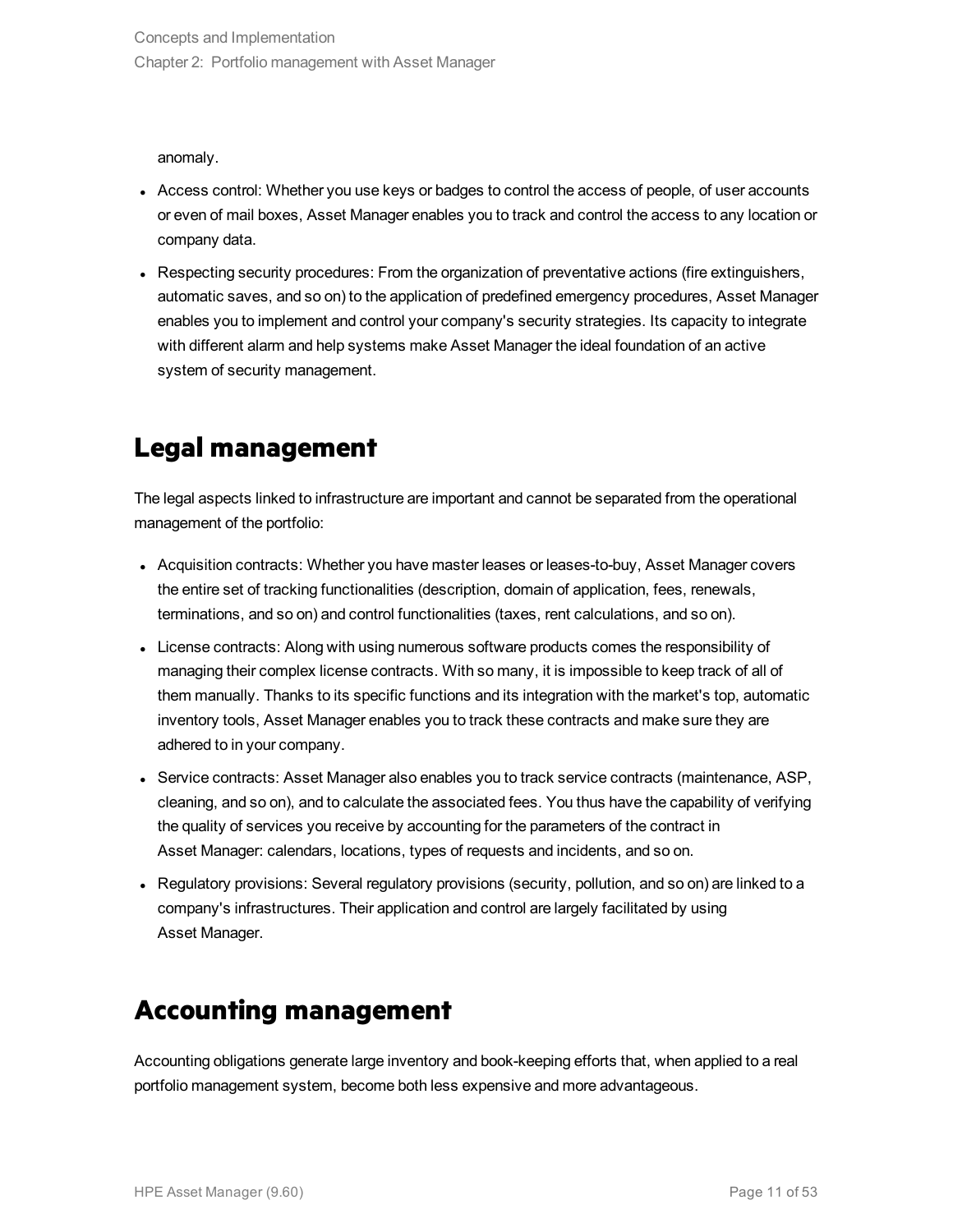anomaly.

- Access control: Whether you use keys or badges to control the access of people, of user accounts or even of mail boxes, Asset Manager enables you to track and control the access to any location or company data.
- Respecting security procedures: From the organization of preventative actions (fire extinguishers, automatic saves, and so on) to the application of predefined emergency procedures, Asset Manager enables you to implement and control your company's security strategies. Its capacity to integrate with different alarm and help systems make Asset Manager the ideal foundation of an active system of security management.

## Legal management

The legal aspects linked to infrastructure are important and cannot be separated from the operational management of the portfolio:

- Acquisition contracts: Whether you have master leases or leases-to-buy, Asset Manager covers the entire set of tracking functionalities (description, domain of application, fees, renewals, terminations, and so on) and control functionalities (taxes, rent calculations, and so on).
- License contracts: Along with using numerous software products comes the responsibility of managing their complex license contracts. With so many, it is impossible to keep track of all of them manually. Thanks to its specific functions and its integration with the market's top, automatic inventory tools, Asset Manager enables you to track these contracts and make sure they are adhered to in your company.
- Service contracts: Asset Manager also enables you to track service contracts (maintenance, ASP, cleaning, and so on), and to calculate the associated fees. You thus have the capability of verifying the quality of services you receive by accounting for the parameters of the contract in Asset Manager: calendars, locations, types of requests and incidents, and so on.
- Regulatory provisions: Several regulatory provisions (security, pollution, and so on) are linked to a company's infrastructures. Their application and control are largely facilitated by using Asset Manager.

## Accounting management

Accounting obligations generate large inventory and book-keeping efforts that, when applied to a real portfolio management system, become both less expensive and more advantageous.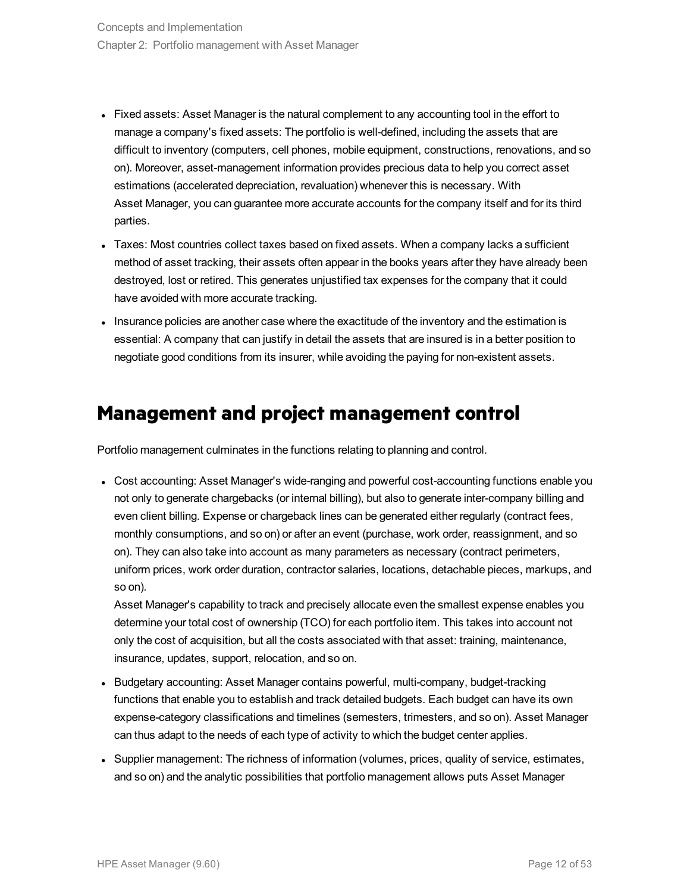- Fixed assets: Asset Manager is the natural complement to any accounting tool in the effort to manage a company's fixed assets: The portfolio is well-defined, including the assets that are difficult to inventory (computers, cell phones, mobile equipment, constructions, renovations, and so on). Moreover, asset-management information provides precious data to help you correct asset estimations (accelerated depreciation, revaluation) whenever this is necessary. With Asset Manager, you can guarantee more accurate accounts for the company itself and for its third parties.
- Taxes: Most countries collect taxes based on fixed assets. When a company lacks a sufficient method of asset tracking, their assets often appear in the books years after they have already been destroyed, lost or retired. This generates unjustified tax expenses for the company that it could have avoided with more accurate tracking.
- Insurance policies are another case where the exactitude of the inventory and the estimation is essential: A company that can justify in detail the assets that are insured is in a better position to negotiate good conditions from its insurer, while avoiding the paying for non-existent assets.

## Management and project management control

Portfolio management culminates in the functions relating to planning and control.

- Cost accounting: Asset Manager's wide-ranging and powerful cost-accounting functions enable you not only to generate chargebacks (or internal billing), but also to generate inter-company billing and even client billing. Expense or chargeback lines can be generated either regularly (contract fees, monthly consumptions, and so on) or after an event (purchase, work order, reassignment, and so on). They can also take into account as many parameters as necessary (contract perimeters, uniform prices, work order duration, contractor salaries, locations, detachable pieces, markups, and so on).
  Asset Manager's capability to track and precisely allocate even the smallest expense enables you determine your total cost of ownership (TCO) for each portfolio item. This takes into account not only the cost of acquisition, but all the costs associated with that asset: training, maintenance, insurance, updates, support, relocation, and so on.
- Budgetary accounting: Asset Manager contains powerful, multi-company, budget-tracking functions that enable you to establish and track detailed budgets. Each budget can have its own expense-category classifications and timelines (semesters, trimesters, and so on). Asset Manager can thus adapt to the needs of each type of activity to which the budget center applies.
- Supplier management: The richness of information (volumes, prices, quality of service, estimates, and so on) and the analytic possibilities that portfolio management allows puts Asset Manager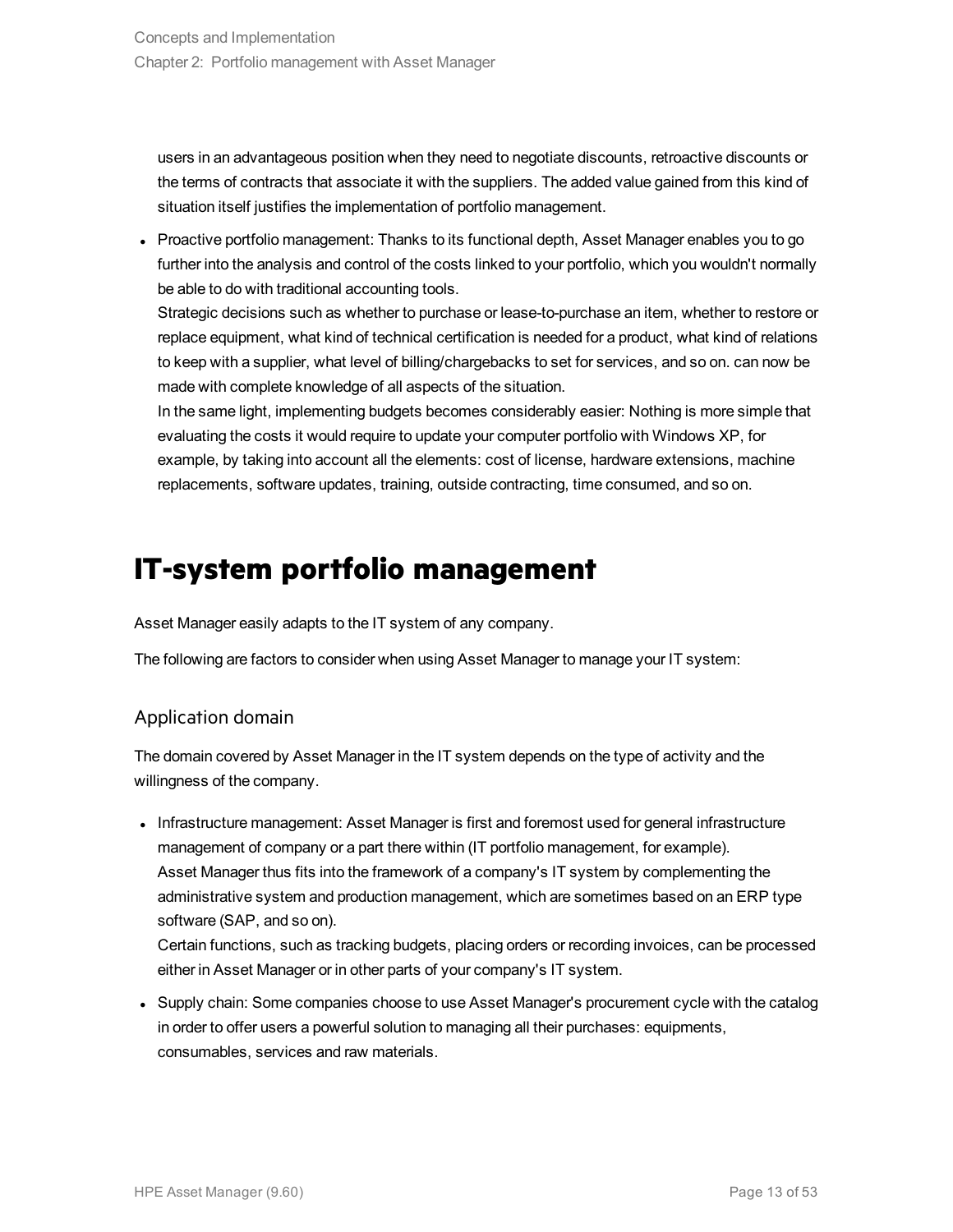users in an advantageous position when they need to negotiate discounts, retroactive discounts or the terms of contracts that associate it with the suppliers. The added value gained from this kind of situation itself justifies the implementation of portfolio management.

- Proactive portfolio management: Thanks to its functional depth, Asset Manager enables you to go further into the analysis and control of the costs linked to your portfolio, which you wouldn't normally be able to do with traditional accounting tools.
  Strategic decisions such as whether to purchase or lease-to-purchase an item, whether to restore or replace equipment, what kind of technical certification is needed for a product, what kind of relations to keep with a supplier, what level of billing/chargebacks to set for services, and so on. can now be made with complete knowledge of all aspects of the situation.
  In the same light, implementing budgets becomes considerably easier: Nothing is more simple that evaluating the costs it would require to update your computer portfolio with Windows XP, for example, by taking into account all the elements: cost of license, hardware extensions, machine replacements, software updates, training, outside contracting, time consumed, and so on.

# IT-system portfolio management

Asset Manager easily adapts to the IT system of any company.

The following are factors to consider when using Asset Manager to manage your IT system:

### Application domain

The domain covered by Asset Manager in the IT system depends on the type of activity and the willingness of the company.

- Infrastructure management: Asset Manager is first and foremost used for general infrastructure management of company or a part there within (IT portfolio management, for example).
  Asset Manager thus fits into the framework of a company's IT system by complementing the administrative system and production management, which are sometimes based on an ERP type software (SAP, and so on).
  Certain functions, such as tracking budgets, placing orders or recording invoices, can be processed either in Asset Manager or in other parts of your company's IT system.
- Supply chain: Some companies choose to use Asset Manager's procurement cycle with the catalog in order to offer users a powerful solution to managing all their purchases: equipments, consumables, services and raw materials.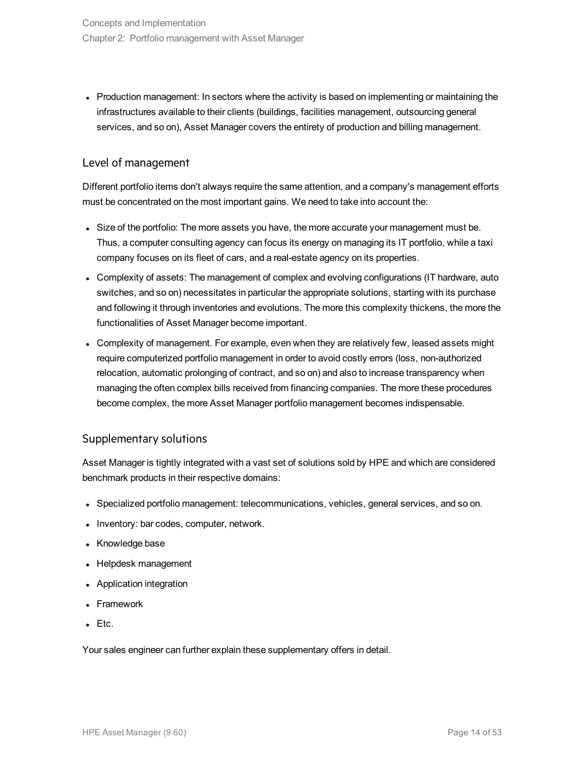- Production management: In sectors where the activity is based on implementing or maintaining the infrastructures available to their clients (buildings, facilities management, outsourcing general services, and so on), Asset Manager covers the entirety of production and billing management.

## Level of management

Different portfolio items don't always require the same attention, and a company's management efforts must be concentrated on the most important gains. We need to take into account the:

- Size of the portfolio: The more assets you have, the more accurate your management must be. Thus, a computer consulting agency can focus its energy on managing its IT portfolio, while a taxi company focuses on its fleet of cars, and a real-estate agency on its properties.
- Complexity of assets: The management of complex and evolving configurations (IT hardware, auto switches, and so on) necessitates in particular the appropriate solutions, starting with its purchase and following it through inventories and evolutions. The more this complexity thickens, the more the functionalities of Asset Manager become important.
- Complexity of management. For example, even when they are relatively few, leased assets might require computerized portfolio management in order to avoid costly errors (loss, non-authorized relocation, automatic prolonging of contract, and so on) and also to increase transparency when managing the often complex bills received from financing companies. The more these procedures become complex, the more Asset Manager portfolio management becomes indispensable.

## Supplementary solutions

Asset Manager is tightly integrated with a vast set of solutions sold by HPE and which are considered benchmark products in their respective domains:

- Specialized portfolio management: telecommunications, vehicles, general services, and so on.
- Inventory: bar codes, computer, network.
- Knowledge base
- Helpdesk management
- Application integration
- Framework
- Etc.

Your sales engineer can further explain these supplementary offers in detail.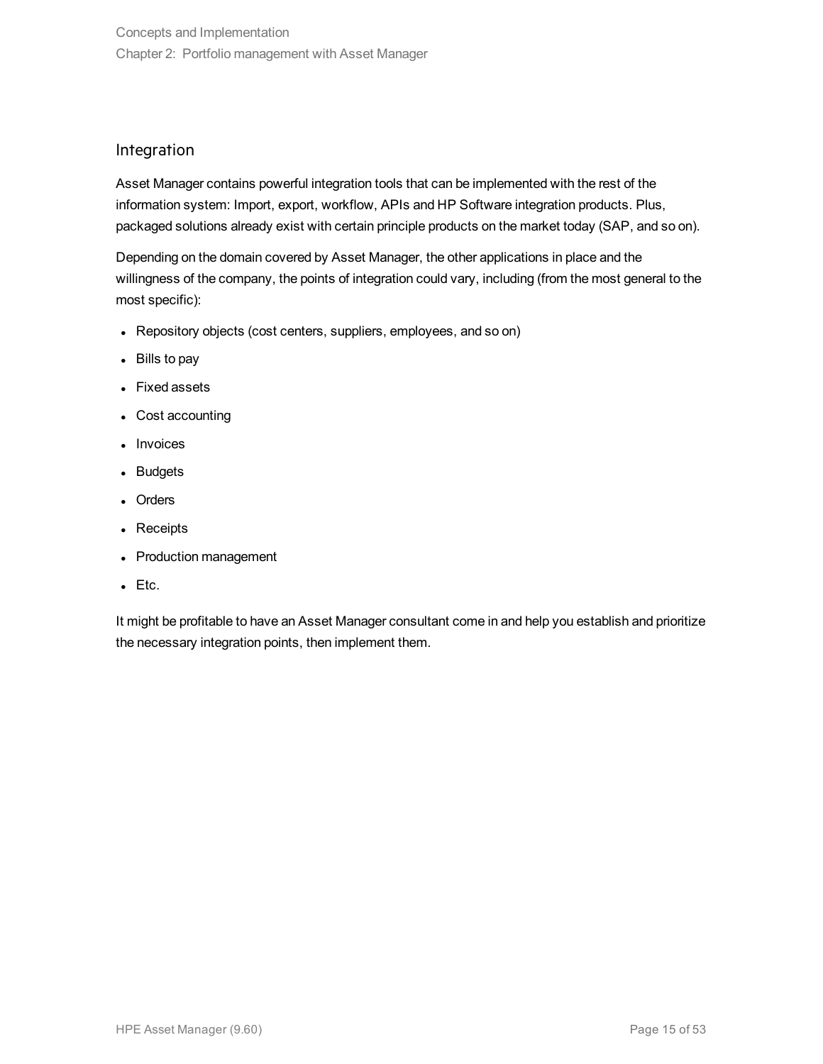## Integration

Asset Manager contains powerful integration tools that can be implemented with the rest of the information system: Import, export, workflow, APIs and HP Software integration products. Plus, packaged solutions already exist with certain principle products on the market today (SAP, and so on).

Depending on the domain covered by Asset Manager, the other applications in place and the willingness of the company, the points of integration could vary, including (from the most general to the most specific):

- Repository objects (cost centers, suppliers, employees, and so on)
- Bills to pay
- Fixed assets
- Cost accounting
- Invoices
- Budgets
- Orders
- Receipts
- Production management
- Etc.

It might be profitable to have an Asset Manager consultant come in and help you establish and prioritize the necessary integration points, then implement them.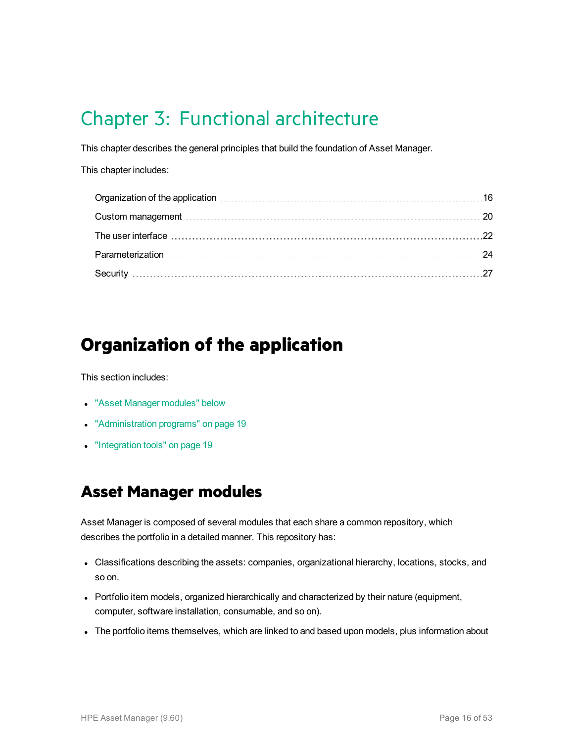# Chapter 3: Functional architecture

This chapter describes the general principles that build the foundation of Asset Manager.

This chapter includes:

| | |
|---|---|
| Organization of the application | 16 |
| Custom management | 20 |
| The user interface | 22 |
| Parameterization | 24 |
| Security | 27 |

## Organization of the application

This section includes:

- "Asset Manager modules" below
- "Administration programs" on page 19
- "Integration tools" on page 19

### Asset Manager modules

Asset Manager is composed of several modules that each share a common repository, which describes the portfolio in a detailed manner. This repository has:

- Classifications describing the assets: companies, organizational hierarchy, locations, stocks, and so on.
- Portfolio item models, organized hierarchically and characterized by their nature (equipment, computer, software installation, consumable, and so on).
- The portfolio items themselves, which are linked to and based upon models, plus information about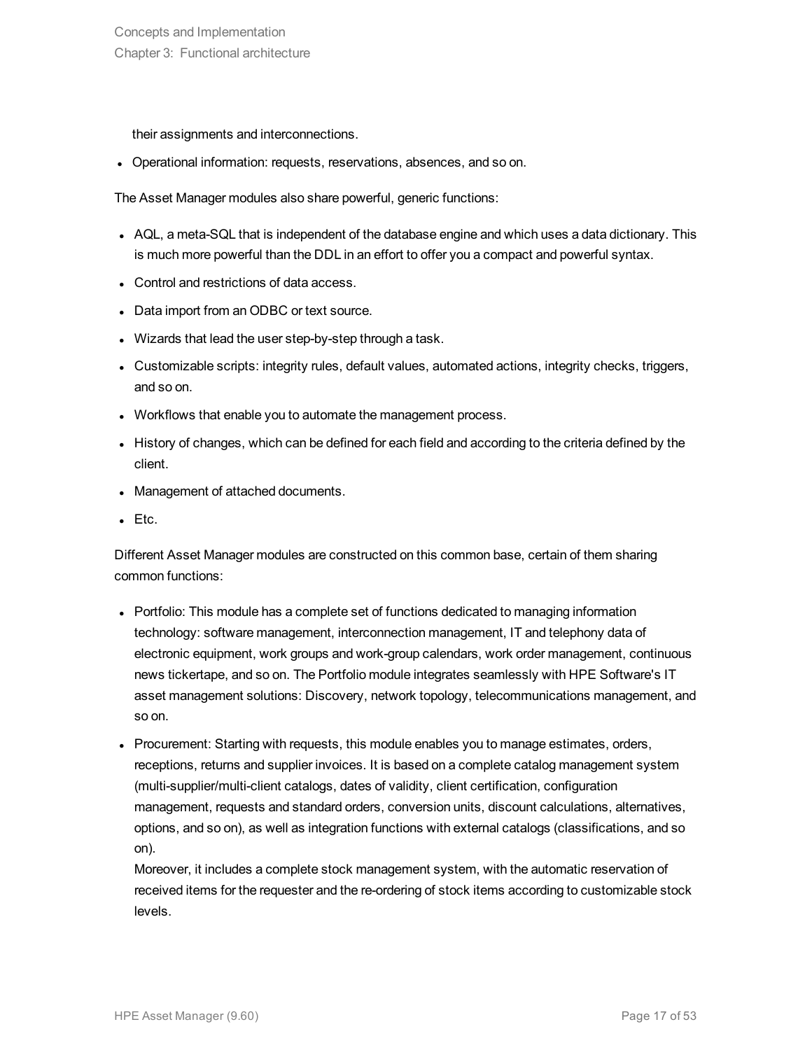their assignments and interconnections.

- Operational information: requests, reservations, absences, and so on.

The Asset Manager modules also share powerful, generic functions:

- AQL, a meta-SQL that is independent of the database engine and which uses a data dictionary. This is much more powerful than the DDL in an effort to offer you a compact and powerful syntax.
- Control and restrictions of data access.
- Data import from an ODBC or text source.
- Wizards that lead the user step-by-step through a task.
- Customizable scripts: integrity rules, default values, automated actions, integrity checks, triggers, and so on.
- Workflows that enable you to automate the management process.
- History of changes, which can be defined for each field and according to the criteria defined by the client.
- Management of attached documents.
- Etc.

Different Asset Manager modules are constructed on this common base, certain of them sharing common functions:

- Portfolio: This module has a complete set of functions dedicated to managing information technology: software management, interconnection management, IT and telephony data of electronic equipment, work groups and work-group calendars, work order management, continuous news tickertape, and so on. The Portfolio module integrates seamlessly with HPE Software's IT asset management solutions: Discovery, network topology, telecommunications management, and so on.
- Procurement: Starting with requests, this module enables you to manage estimates, orders, receptions, returns and supplier invoices. It is based on a complete catalog management system (multi-supplier/multi-client catalogs, dates of validity, client certification, configuration management, requests and standard orders, conversion units, discount calculations, alternatives, options, and so on), as well as integration functions with external catalogs (classifications, and so on).
  Moreover, it includes a complete stock management system, with the automatic reservation of received items for the requester and the re-ordering of stock items according to customizable stock levels.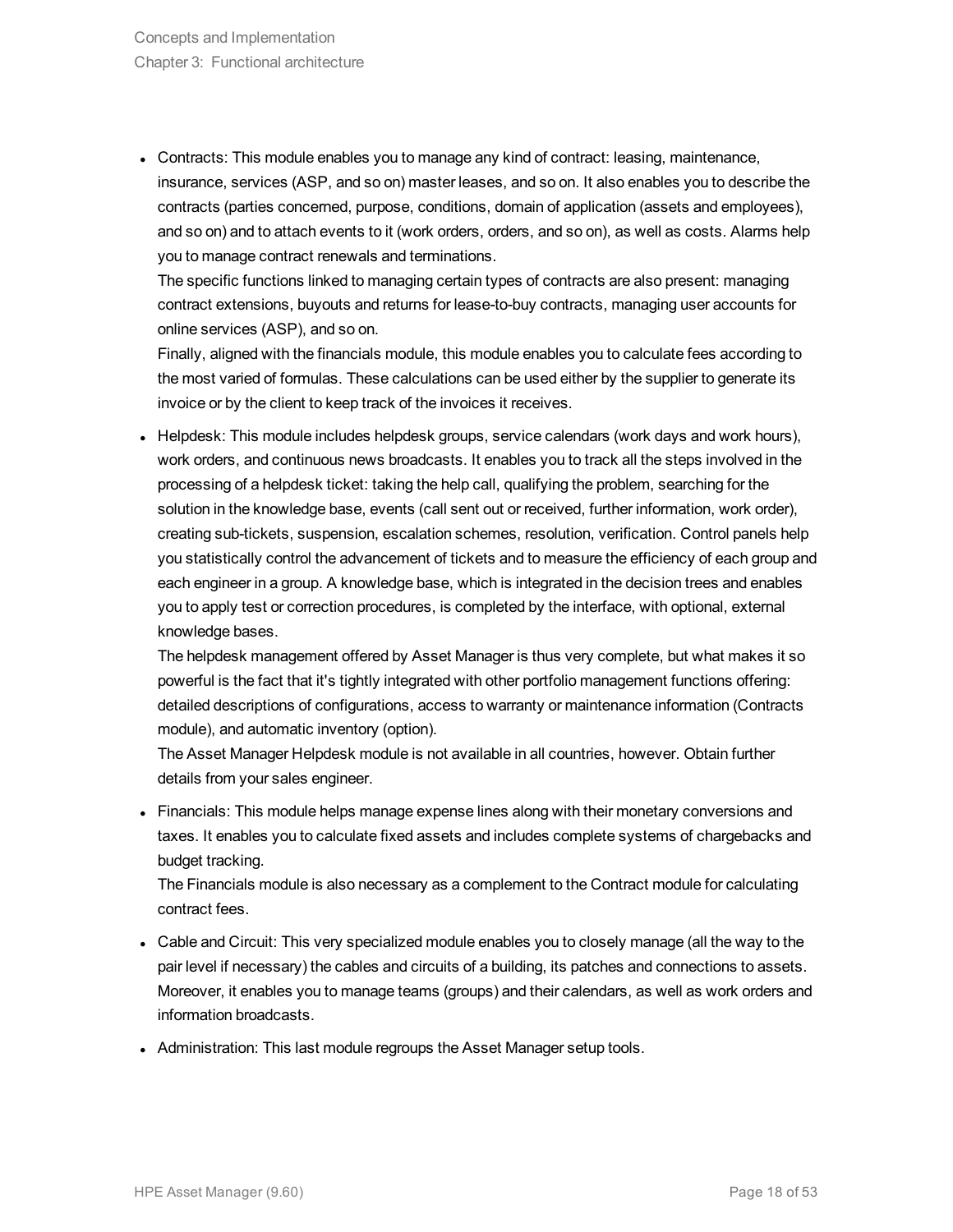- Contracts: This module enables you to manage any kind of contract: leasing, maintenance, insurance, services (ASP, and so on) master leases, and so on. It also enables you to describe the contracts (parties concerned, purpose, conditions, domain of application (assets and employees), and so on) and to attach events to it (work orders, orders, and so on), as well as costs. Alarms help you to manage contract renewals and terminations.
  The specific functions linked to managing certain types of contracts are also present: managing contract extensions, buyouts and returns for lease-to-buy contracts, managing user accounts for online services (ASP), and so on.
  Finally, aligned with the financials module, this module enables you to calculate fees according to the most varied of formulas. These calculations can be used either by the supplier to generate its invoice or by the client to keep track of the invoices it receives.
- Helpdesk: This module includes helpdesk groups, service calendars (work days and work hours), work orders, and continuous news broadcasts. It enables you to track all the steps involved in the processing of a helpdesk ticket: taking the help call, qualifying the problem, searching for the solution in the knowledge base, events (call sent out or received, further information, work order), creating sub-tickets, suspension, escalation schemes, resolution, verification. Control panels help you statistically control the advancement of tickets and to measure the efficiency of each group and each engineer in a group. A knowledge base, which is integrated in the decision trees and enables you to apply test or correction procedures, is completed by the interface, with optional, external knowledge bases.
  The helpdesk management offered by Asset Manager is thus very complete, but what makes it so powerful is the fact that it's tightly integrated with other portfolio management functions offering: detailed descriptions of configurations, access to warranty or maintenance information (Contracts module), and automatic inventory (option).
  The Asset Manager Helpdesk module is not available in all countries, however. Obtain further details from your sales engineer.
- Financials: This module helps manage expense lines along with their monetary conversions and taxes. It enables you to calculate fixed assets and includes complete systems of chargebacks and budget tracking.
  The Financials module is also necessary as a complement to the Contract module for calculating contract fees.
- Cable and Circuit: This very specialized module enables you to closely manage (all the way to the pair level if necessary) the cables and circuits of a building, its patches and connections to assets. Moreover, it enables you to manage teams (groups) and their calendars, as well as work orders and information broadcasts.
- Administration: This last module regroups the Asset Manager setup tools.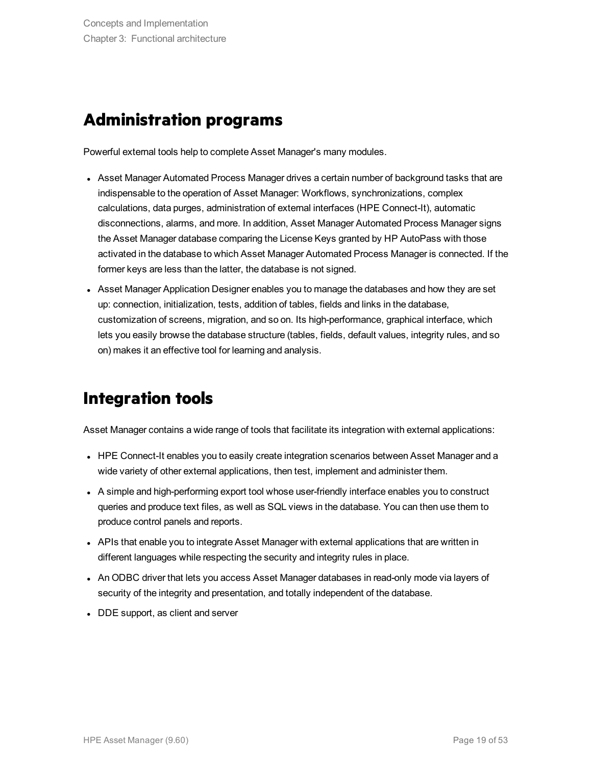## Administration programs

Powerful external tools help to complete Asset Manager's many modules.

- Asset Manager Automated Process Manager drives a certain number of background tasks that are indispensable to the operation of Asset Manager: Workflows, synchronizations, complex calculations, data purges, administration of external interfaces (HPE Connect-It), automatic disconnections, alarms, and more. In addition, Asset Manager Automated Process Manager signs the Asset Manager database comparing the License Keys granted by HP AutoPass with those activated in the database to which Asset Manager Automated Process Manager is connected. If the former keys are less than the latter, the database is not signed.
- Asset Manager Application Designer enables you to manage the databases and how they are set up: connection, initialization, tests, addition of tables, fields and links in the database, customization of screens, migration, and so on. Its high-performance, graphical interface, which lets you easily browse the database structure (tables, fields, default values, integrity rules, and so on) makes it an effective tool for learning and analysis.

## Integration tools

Asset Manager contains a wide range of tools that facilitate its integration with external applications:

- HPE Connect-It enables you to easily create integration scenarios between Asset Manager and a wide variety of other external applications, then test, implement and administer them.
- A simple and high-performing export tool whose user-friendly interface enables you to construct queries and produce text files, as well as SQL views in the database. You can then use them to produce control panels and reports.
- APIs that enable you to integrate Asset Manager with external applications that are written in different languages while respecting the security and integrity rules in place.
- An ODBC driver that lets you access Asset Manager databases in read-only mode via layers of security of the integrity and presentation, and totally independent of the database.
- DDE support, as client and server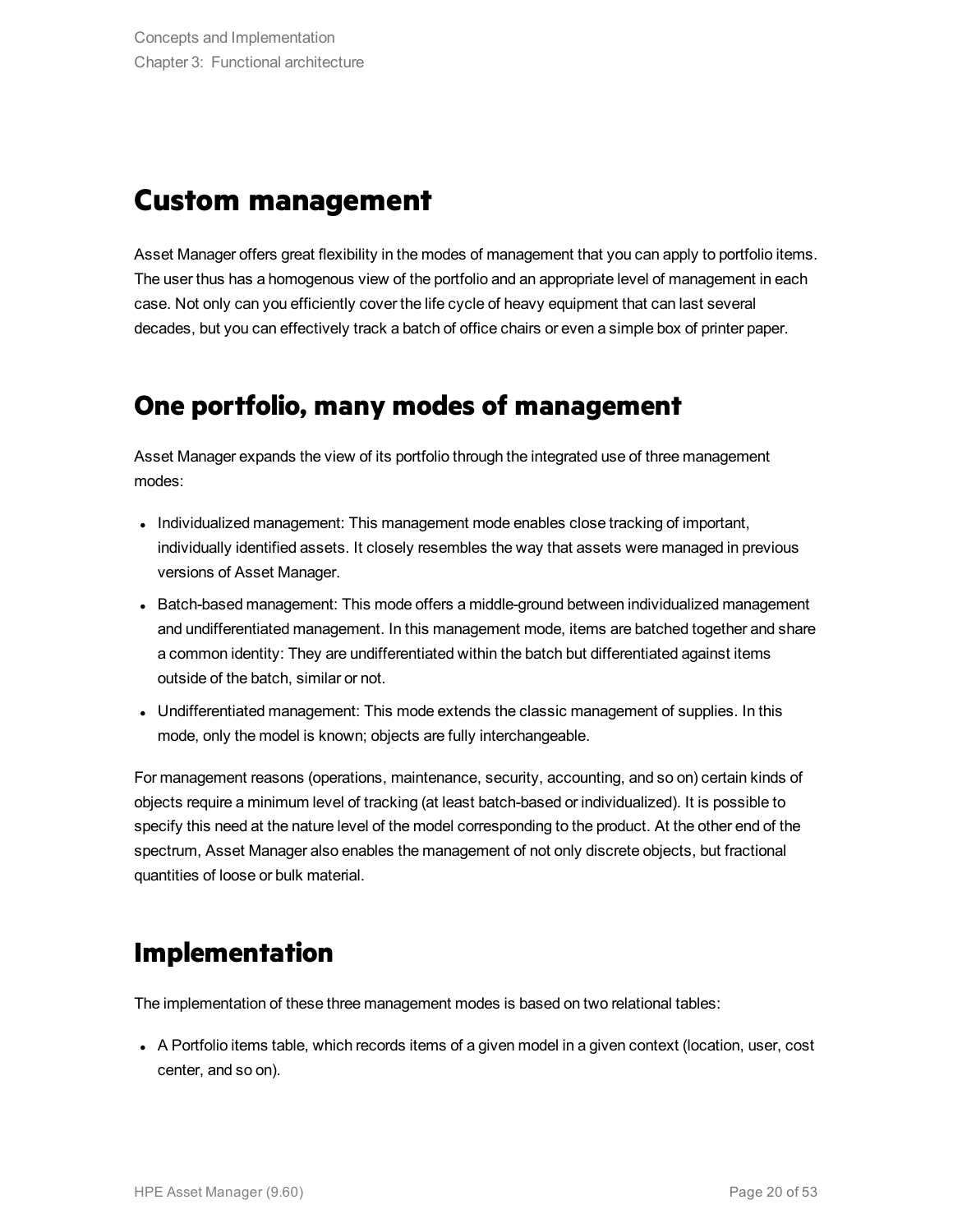# Custom management

Asset Manager offers great flexibility in the modes of management that you can apply to portfolio items. The user thus has a homogenous view of the portfolio and an appropriate level of management in each case. Not only can you efficiently cover the life cycle of heavy equipment that can last several decades, but you can effectively track a batch of office chairs or even a simple box of printer paper.

## One portfolio, many modes of management

Asset Manager expands the view of its portfolio through the integrated use of three management modes:

- Individualized management: This management mode enables close tracking of important, individually identified assets. It closely resembles the way that assets were managed in previous versions of Asset Manager.
- Batch-based management: This mode offers a middle-ground between individualized management and undifferentiated management. In this management mode, items are batched together and share a common identity: They are undifferentiated within the batch but differentiated against items outside of the batch, similar or not.
- Undifferentiated management: This mode extends the classic management of supplies. In this mode, only the model is known; objects are fully interchangeable.

For management reasons (operations, maintenance, security, accounting, and so on) certain kinds of objects require a minimum level of tracking (at least batch-based or individualized). It is possible to specify this need at the nature level of the model corresponding to the product. At the other end of the spectrum, Asset Manager also enables the management of not only discrete objects, but fractional quantities of loose or bulk material.

## Implementation

The implementation of these three management modes is based on two relational tables:

- A Portfolio items table, which records items of a given model in a given context (location, user, cost center, and so on).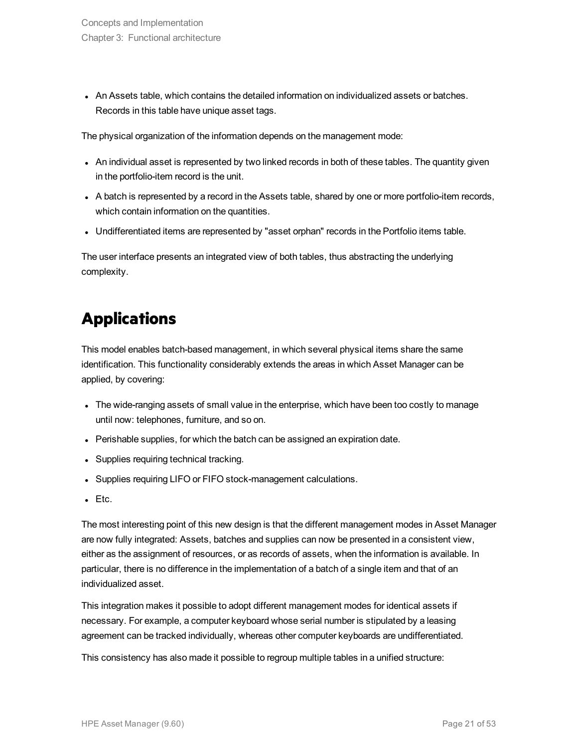- An Assets table, which contains the detailed information on individualized assets or batches. Records in this table have unique asset tags.

The physical organization of the information depends on the management mode:

- An individual asset is represented by two linked records in both of these tables. The quantity given in the portfolio-item record is the unit.
- A batch is represented by a record in the Assets table, shared by one or more portfolio-item records, which contain information on the quantities.
- Undifferentiated items are represented by "asset orphan" records in the Portfolio items table.

The user interface presents an integrated view of both tables, thus abstracting the underlying complexity.

## Applications

This model enables batch-based management, in which several physical items share the same identification. This functionality considerably extends the areas in which Asset Manager can be applied, by covering:

- The wide-ranging assets of small value in the enterprise, which have been too costly to manage until now: telephones, furniture, and so on.
- Perishable supplies, for which the batch can be assigned an expiration date.
- Supplies requiring technical tracking.
- Supplies requiring LIFO or FIFO stock-management calculations.
- Etc.

The most interesting point of this new design is that the different management modes in Asset Manager are now fully integrated: Assets, batches and supplies can now be presented in a consistent view, either as the assignment of resources, or as records of assets, when the information is available. In particular, there is no difference in the implementation of a batch of a single item and that of an individualized asset.

This integration makes it possible to adopt different management modes for identical assets if necessary. For example, a computer keyboard whose serial number is stipulated by a leasing agreement can be tracked individually, whereas other computer keyboards are undifferentiated.

This consistency has also made it possible to regroup multiple tables in a unified structure: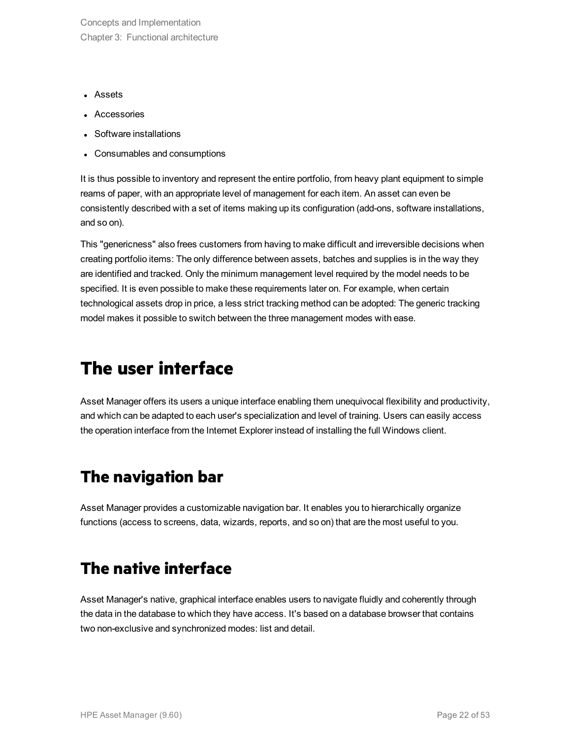- Assets
- Accessories
- Software installations
- Consumables and consumptions

It is thus possible to inventory and represent the entire portfolio, from heavy plant equipment to simple reams of paper, with an appropriate level of management for each item. An asset can even be consistently described with a set of items making up its configuration (add-ons, software installations, and so on).

This "genericness" also frees customers from having to make difficult and irreversible decisions when creating portfolio items: The only difference between assets, batches and supplies is in the way they are identified and tracked. Only the minimum management level required by the model needs to be specified. It is even possible to make these requirements later on. For example, when certain technological assets drop in price, a less strict tracking method can be adopted: The generic tracking model makes it possible to switch between the three management modes with ease.

# The user interface

Asset Manager offers its users a unique interface enabling them unequivocal flexibility and productivity, and which can be adapted to each user's specialization and level of training. Users can easily access the operation interface from the Internet Explorer instead of installing the full Windows client.

## The navigation bar

Asset Manager provides a customizable navigation bar. It enables you to hierarchically organize functions (access to screens, data, wizards, reports, and so on) that are the most useful to you.

## The native interface

Asset Manager's native, graphical interface enables users to navigate fluidly and coherently through the data in the database to which they have access. It's based on a database browser that contains two non-exclusive and synchronized modes: list and detail.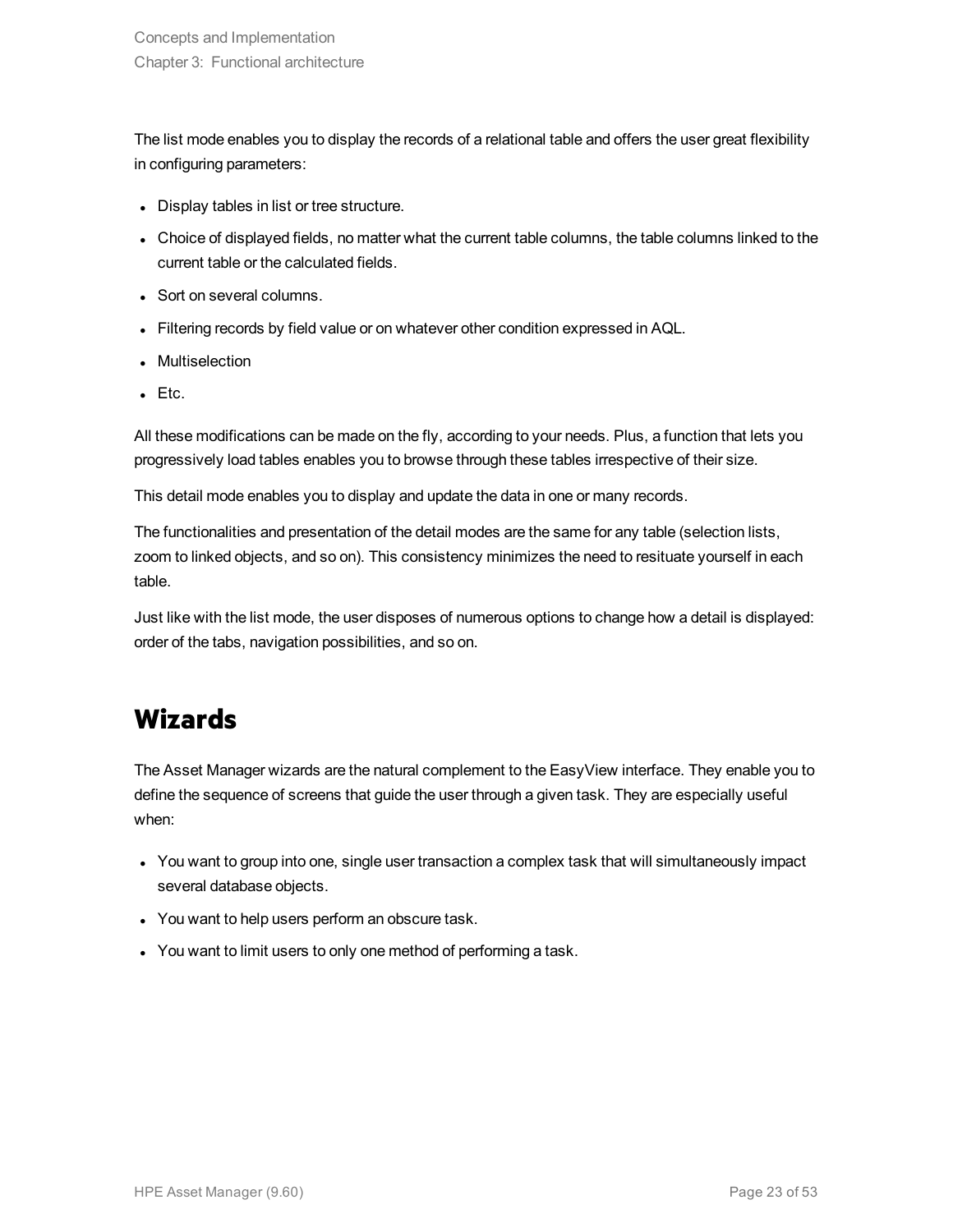The list mode enables you to display the records of a relational table and offers the user great flexibility in configuring parameters:

- Display tables in list or tree structure.
- Choice of displayed fields, no matter what the current table columns, the table columns linked to the current table or the calculated fields.
- Sort on several columns.
- Filtering records by field value or on whatever other condition expressed in AQL.
- Multiselection
- Etc.

All these modifications can be made on the fly, according to your needs. Plus, a function that lets you progressively load tables enables you to browse through these tables irrespective of their size.

This detail mode enables you to display and update the data in one or many records.

The functionalities and presentation of the detail modes are the same for any table (selection lists, zoom to linked objects, and so on). This consistency minimizes the need to resituate yourself in each table.

Just like with the list mode, the user disposes of numerous options to change how a detail is displayed: order of the tabs, navigation possibilities, and so on.

## Wizards

The Asset Manager wizards are the natural complement to the EasyView interface. They enable you to define the sequence of screens that guide the user through a given task. They are especially useful when:

- You want to group into one, single user transaction a complex task that will simultaneously impact several database objects.
- You want to help users perform an obscure task.
- You want to limit users to only one method of performing a task.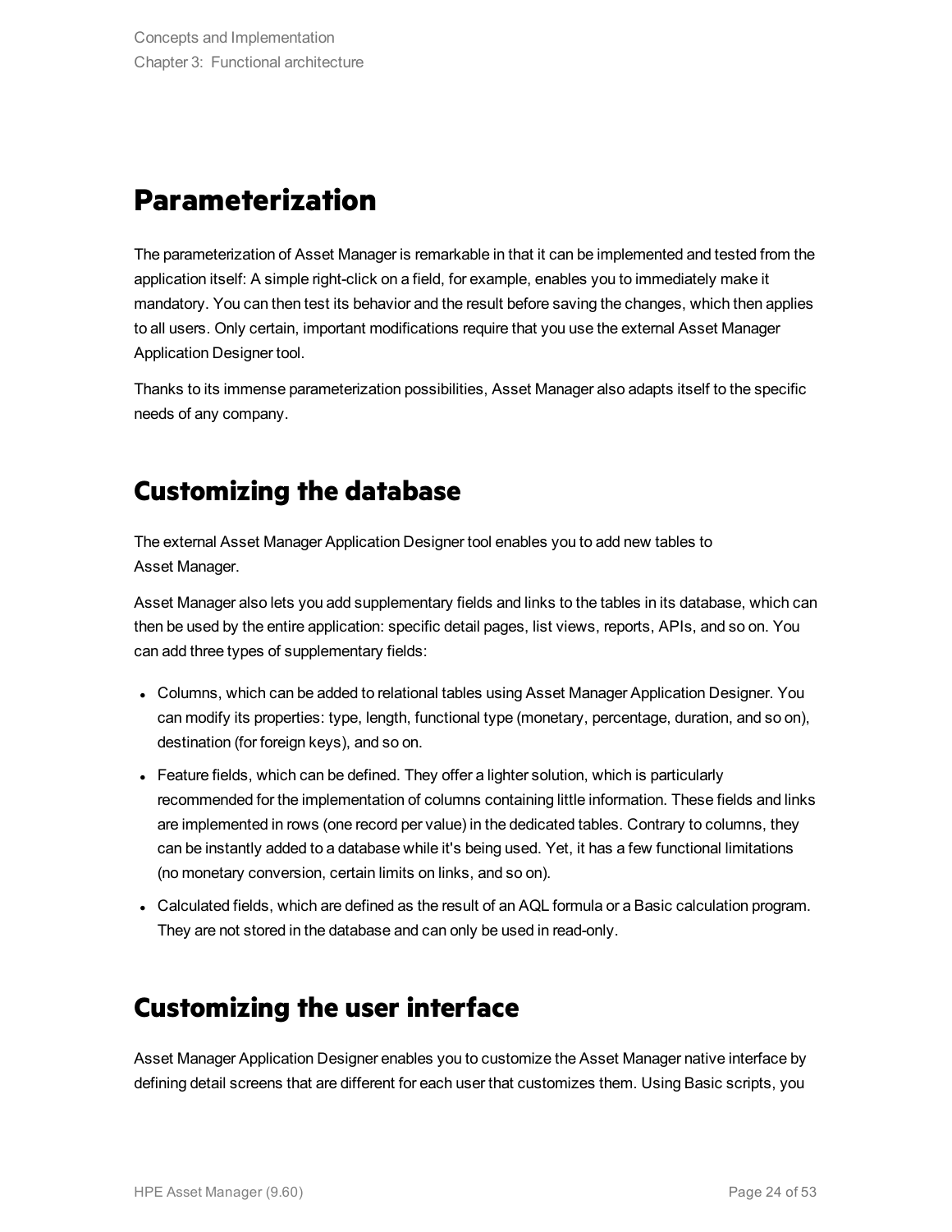# Parameterization

The parameterization of Asset Manager is remarkable in that it can be implemented and tested from the application itself: A simple right-click on a field, for example, enables you to immediately make it mandatory. You can then test its behavior and the result before saving the changes, which then applies to all users. Only certain, important modifications require that you use the external Asset Manager Application Designer tool.

Thanks to its immense parameterization possibilities, Asset Manager also adapts itself to the specific needs of any company.

## Customizing the database

The external Asset Manager Application Designer tool enables you to add new tables to Asset Manager.

Asset Manager also lets you add supplementary fields and links to the tables in its database, which can then be used by the entire application: specific detail pages, list views, reports, APIs, and so on. You can add three types of supplementary fields:

- Columns, which can be added to relational tables using Asset Manager Application Designer. You can modify its properties: type, length, functional type (monetary, percentage, duration, and so on), destination (for foreign keys), and so on.
- Feature fields, which can be defined. They offer a lighter solution, which is particularly recommended for the implementation of columns containing little information. These fields and links are implemented in rows (one record per value) in the dedicated tables. Contrary to columns, they can be instantly added to a database while it's being used. Yet, it has a few functional limitations (no monetary conversion, certain limits on links, and so on).
- Calculated fields, which are defined as the result of an AQL formula or a Basic calculation program. They are not stored in the database and can only be used in read-only.

## Customizing the user interface

Asset Manager Application Designer enables you to customize the Asset Manager native interface by defining detail screens that are different for each user that customizes them. Using Basic scripts, you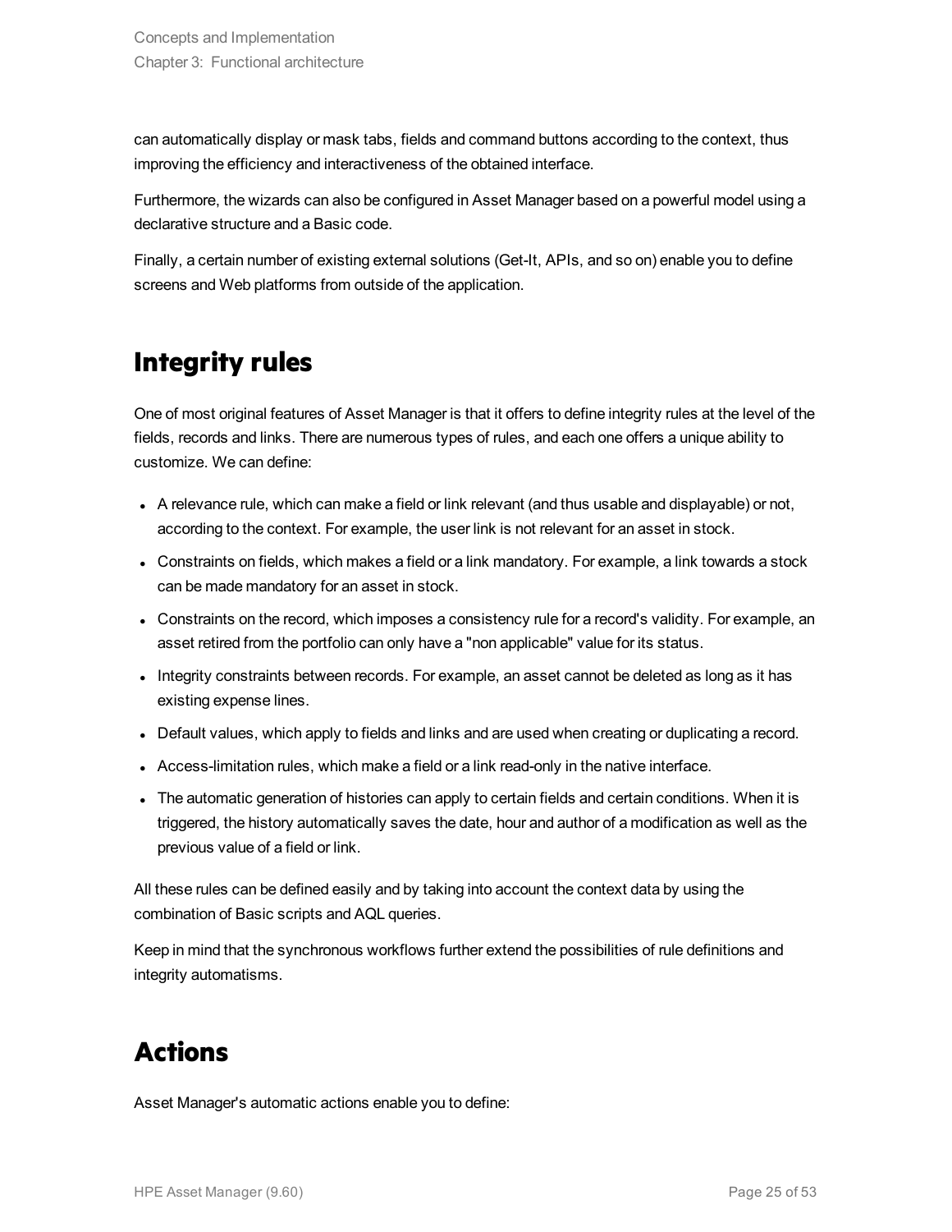can automatically display or mask tabs, fields and command buttons according to the context, thus improving the efficiency and interactiveness of the obtained interface.

Furthermore, the wizards can also be configured in Asset Manager based on a powerful model using a declarative structure and a Basic code.

Finally, a certain number of existing external solutions (Get-It, APIs, and so on) enable you to define screens and Web platforms from outside of the application.

## Integrity rules

One of most original features of Asset Manager is that it offers to define integrity rules at the level of the fields, records and links. There are numerous types of rules, and each one offers a unique ability to customize. We can define:

- A relevance rule, which can make a field or link relevant (and thus usable and displayable) or not, according to the context. For example, the user link is not relevant for an asset in stock.
- Constraints on fields, which makes a field or a link mandatory. For example, a link towards a stock can be made mandatory for an asset in stock.
- Constraints on the record, which imposes a consistency rule for a record's validity. For example, an asset retired from the portfolio can only have a "non applicable" value for its status.
- Integrity constraints between records. For example, an asset cannot be deleted as long as it has existing expense lines.
- Default values, which apply to fields and links and are used when creating or duplicating a record.
- Access-limitation rules, which make a field or a link read-only in the native interface.
- The automatic generation of histories can apply to certain fields and certain conditions. When it is triggered, the history automatically saves the date, hour and author of a modification as well as the previous value of a field or link.

All these rules can be defined easily and by taking into account the context data by using the combination of Basic scripts and AQL queries.

Keep in mind that the synchronous workflows further extend the possibilities of rule definitions and integrity automatisms.

## Actions

Asset Manager's automatic actions enable you to define: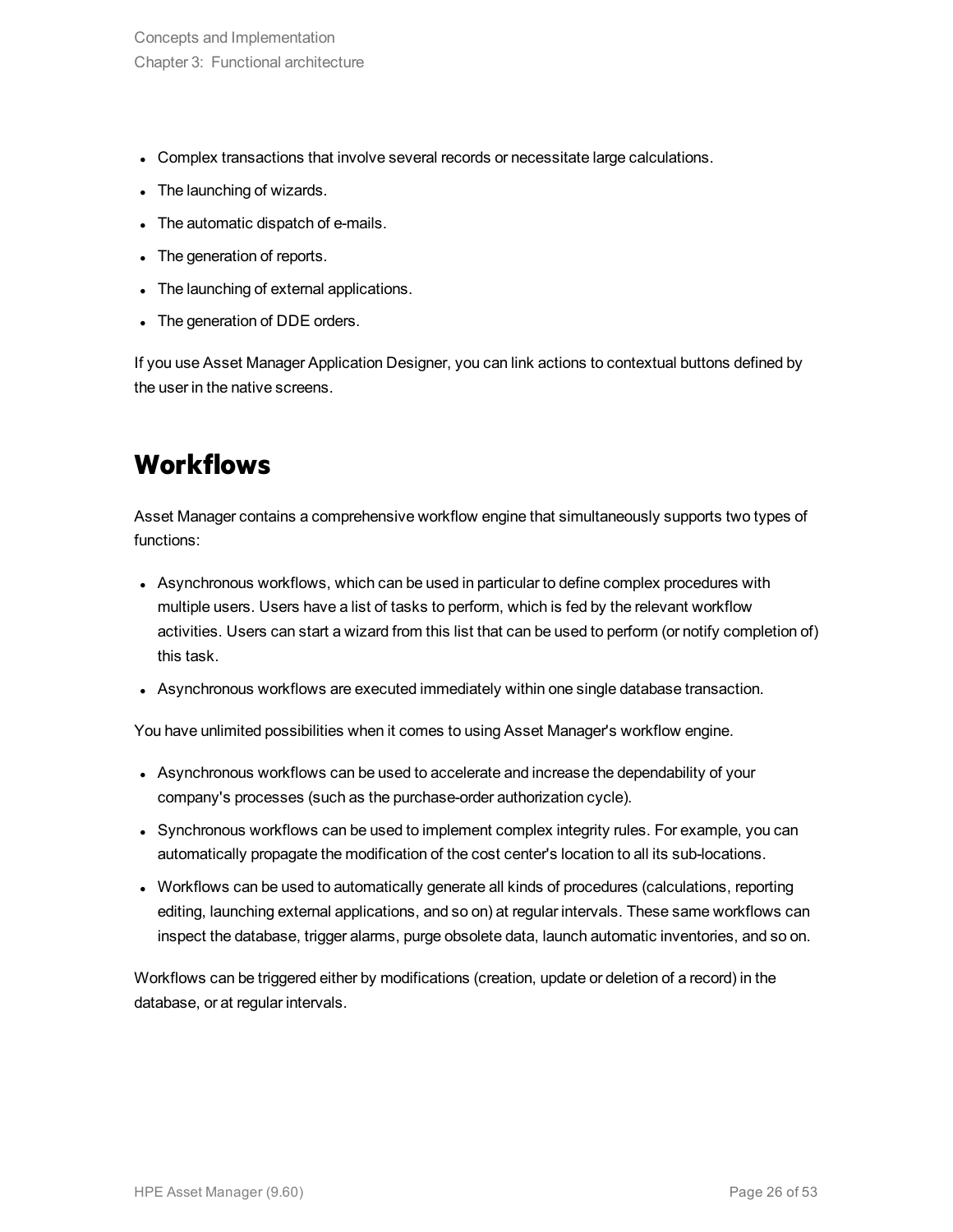- Complex transactions that involve several records or necessitate large calculations.
- The launching of wizards.
- The automatic dispatch of e-mails.
- The generation of reports.
- The launching of external applications.
- The generation of DDE orders.

If you use Asset Manager Application Designer, you can link actions to contextual buttons defined by the user in the native screens.

## Workflows

Asset Manager contains a comprehensive workflow engine that simultaneously supports two types of functions:

- Asynchronous workflows, which can be used in particular to define complex procedures with multiple users. Users have a list of tasks to perform, which is fed by the relevant workflow activities. Users can start a wizard from this list that can be used to perform (or notify completion of) this task.
- Asynchronous workflows are executed immediately within one single database transaction.

You have unlimited possibilities when it comes to using Asset Manager's workflow engine.

- Asynchronous workflows can be used to accelerate and increase the dependability of your company's processes (such as the purchase-order authorization cycle).
- Synchronous workflows can be used to implement complex integrity rules. For example, you can automatically propagate the modification of the cost center's location to all its sub-locations.
- Workflows can be used to automatically generate all kinds of procedures (calculations, reporting editing, launching external applications, and so on) at regular intervals. These same workflows can inspect the database, trigger alarms, purge obsolete data, launch automatic inventories, and so on.

Workflows can be triggered either by modifications (creation, update or deletion of a record) in the database, or at regular intervals.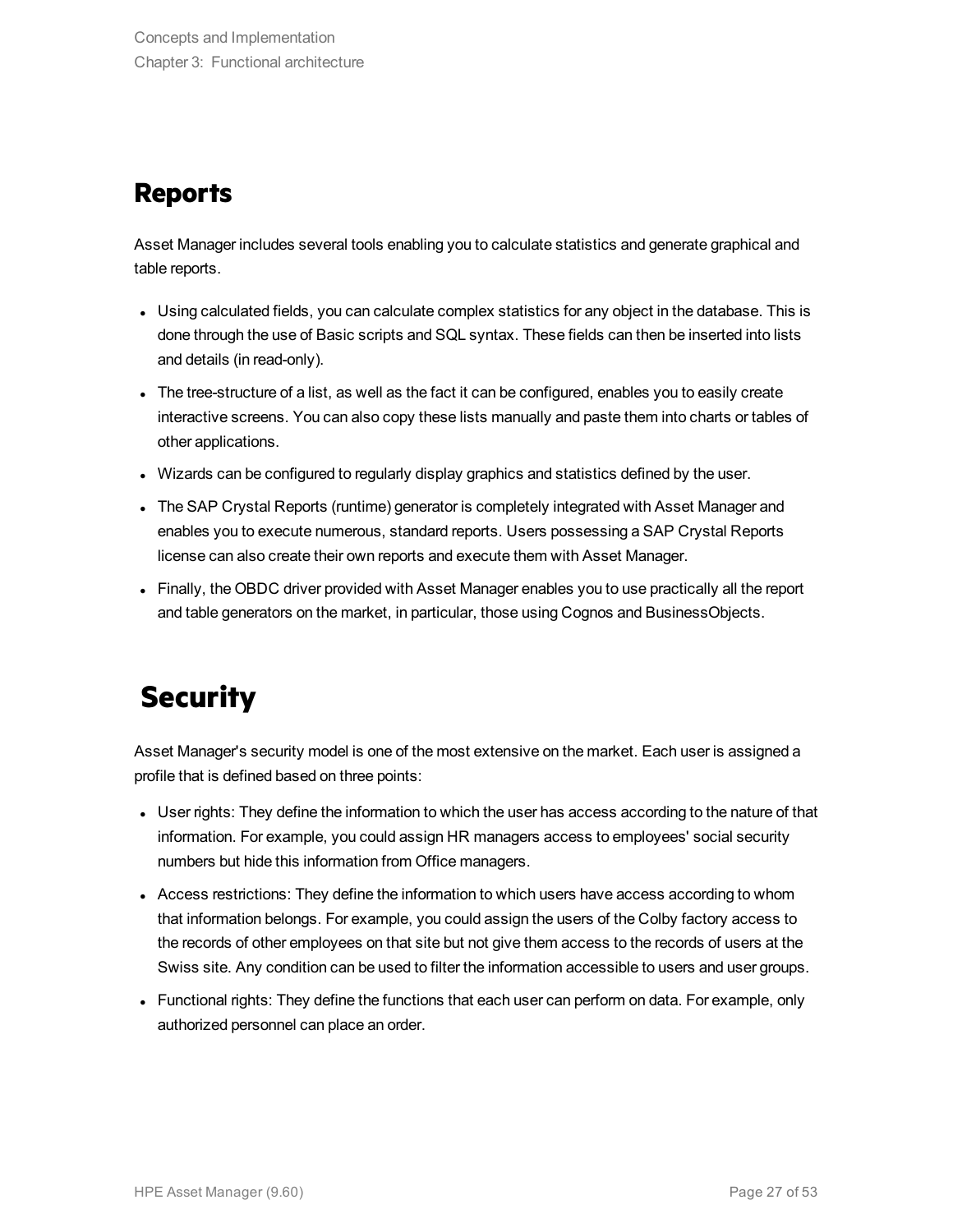## Reports

Asset Manager includes several tools enabling you to calculate statistics and generate graphical and table reports.

- Using calculated fields, you can calculate complex statistics for any object in the database. This is done through the use of Basic scripts and SQL syntax. These fields can then be inserted into lists and details (in read-only).
- The tree-structure of a list, as well as the fact it can be configured, enables you to easily create interactive screens. You can also copy these lists manually and paste them into charts or tables of other applications.
- Wizards can be configured to regularly display graphics and statistics defined by the user.
- The SAP Crystal Reports (runtime) generator is completely integrated with Asset Manager and enables you to execute numerous, standard reports. Users possessing a SAP Crystal Reports license can also create their own reports and execute them with Asset Manager.
- Finally, the OBDC driver provided with Asset Manager enables you to use practically all the report and table generators on the market, in particular, those using Cognos and BusinessObjects.

## Security

Asset Manager's security model is one of the most extensive on the market. Each user is assigned a profile that is defined based on three points:

- User rights: They define the information to which the user has access according to the nature of that information. For example, you could assign HR managers access to employees' social security numbers but hide this information from Office managers.
- Access restrictions: They define the information to which users have access according to whom that information belongs. For example, you could assign the users of the Colby factory access to the records of other employees on that site but not give them access to the records of users at the Swiss site. Any condition can be used to filter the information accessible to users and user groups.
- Functional rights: They define the functions that each user can perform on data. For example, only authorized personnel can place an order.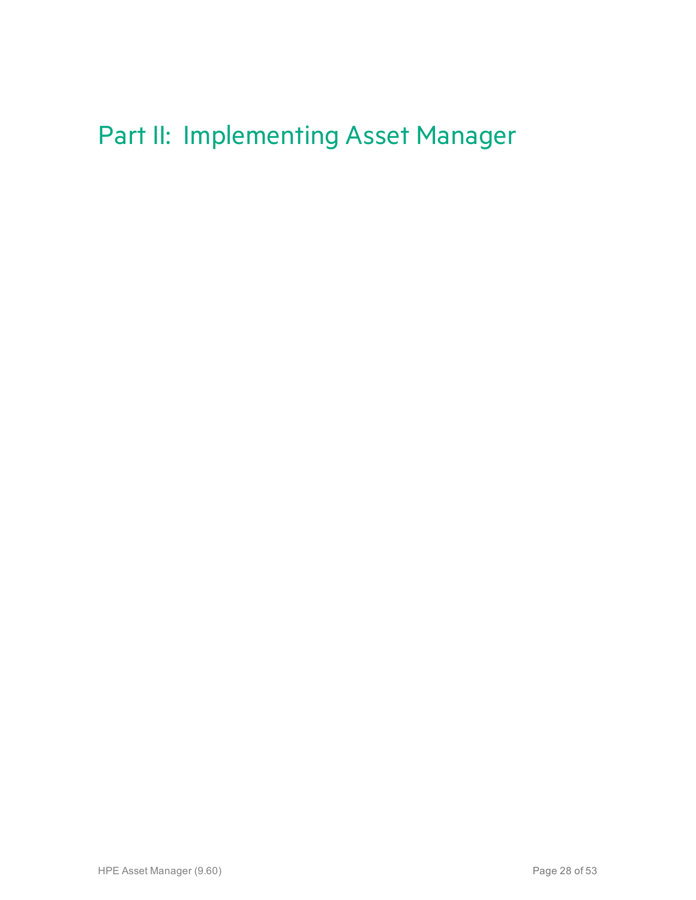# Part II: Implementing Asset Manager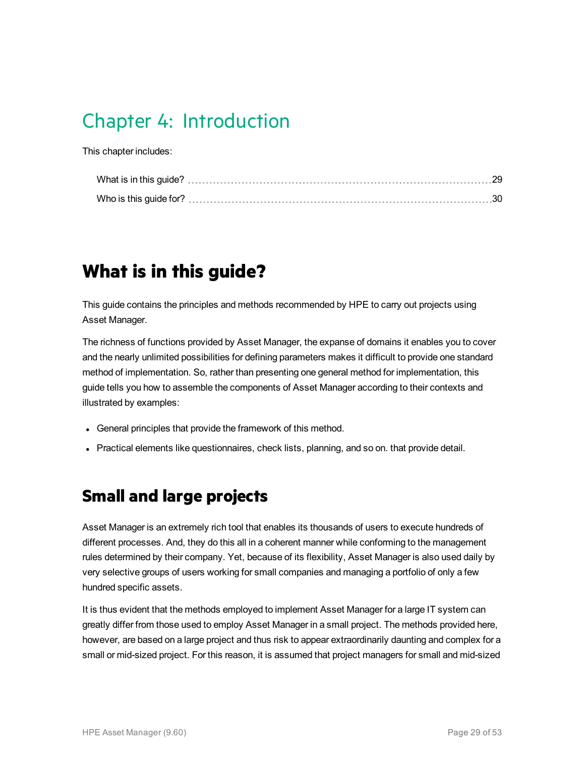# Chapter 4: Introduction

This chapter includes:

- What is in this guide? ... 29
- Who is this guide for? ... 30

## What is in this guide?

This guide contains the principles and methods recommended by HPE to carry out projects using Asset Manager.

The richness of functions provided by Asset Manager, the expanse of domains it enables you to cover and the nearly unlimited possibilities for defining parameters makes it difficult to provide one standard method of implementation. So, rather than presenting one general method for implementation, this guide tells you how to assemble the components of Asset Manager according to their contexts and illustrated by examples:

- General principles that provide the framework of this method.
- Practical elements like questionnaires, check lists, planning, and so on. that provide detail.

## Small and large projects

Asset Manager is an extremely rich tool that enables its thousands of users to execute hundreds of different processes. And, they do this all in a coherent manner while conforming to the management rules determined by their company. Yet, because of its flexibility, Asset Manager is also used daily by very selective groups of users working for small companies and managing a portfolio of only a few hundred specific assets.

It is thus evident that the methods employed to implement Asset Manager for a large IT system can greatly differ from those used to employ Asset Manager in a small project. The methods provided here, however, are based on a large project and thus risk to appear extraordinarily daunting and complex for a small or mid-sized project. For this reason, it is assumed that project managers for small and mid-sized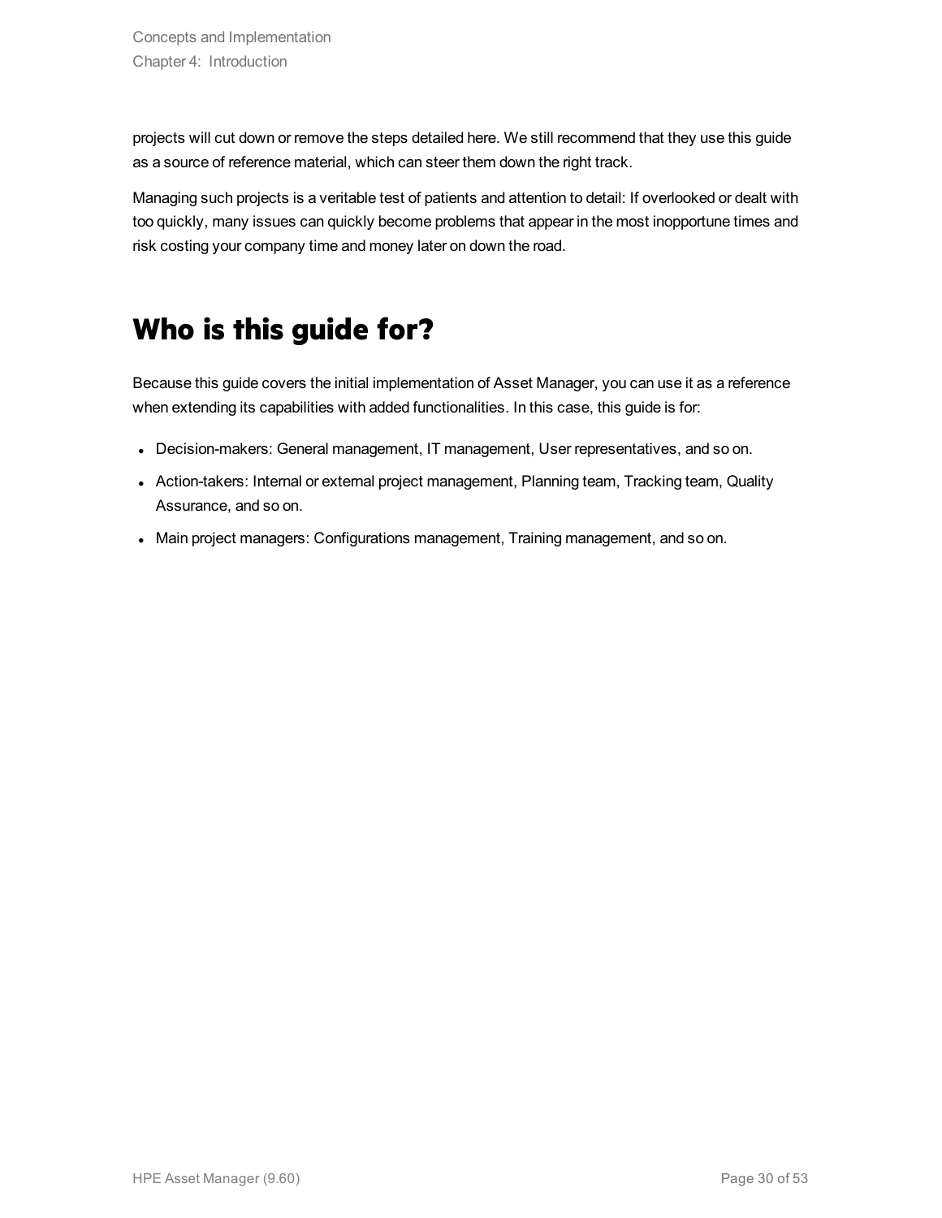projects will cut down or remove the steps detailed here. We still recommend that they use this guide as a source of reference material, which can steer them down the right track.

Managing such projects is a veritable test of patients and attention to detail: If overlooked or dealt with too quickly, many issues can quickly become problems that appear in the most inopportune times and risk costing your company time and money later on down the road.

# Who is this guide for?

Because this guide covers the initial implementation of Asset Manager, you can use it as a reference when extending its capabilities with added functionalities. In this case, this guide is for:

- Decision-makers: General management, IT management, User representatives, and so on.
- Action-takers: Internal or external project management, Planning team, Tracking team, Quality Assurance, and so on.
- Main project managers: Configurations management, Training management, and so on.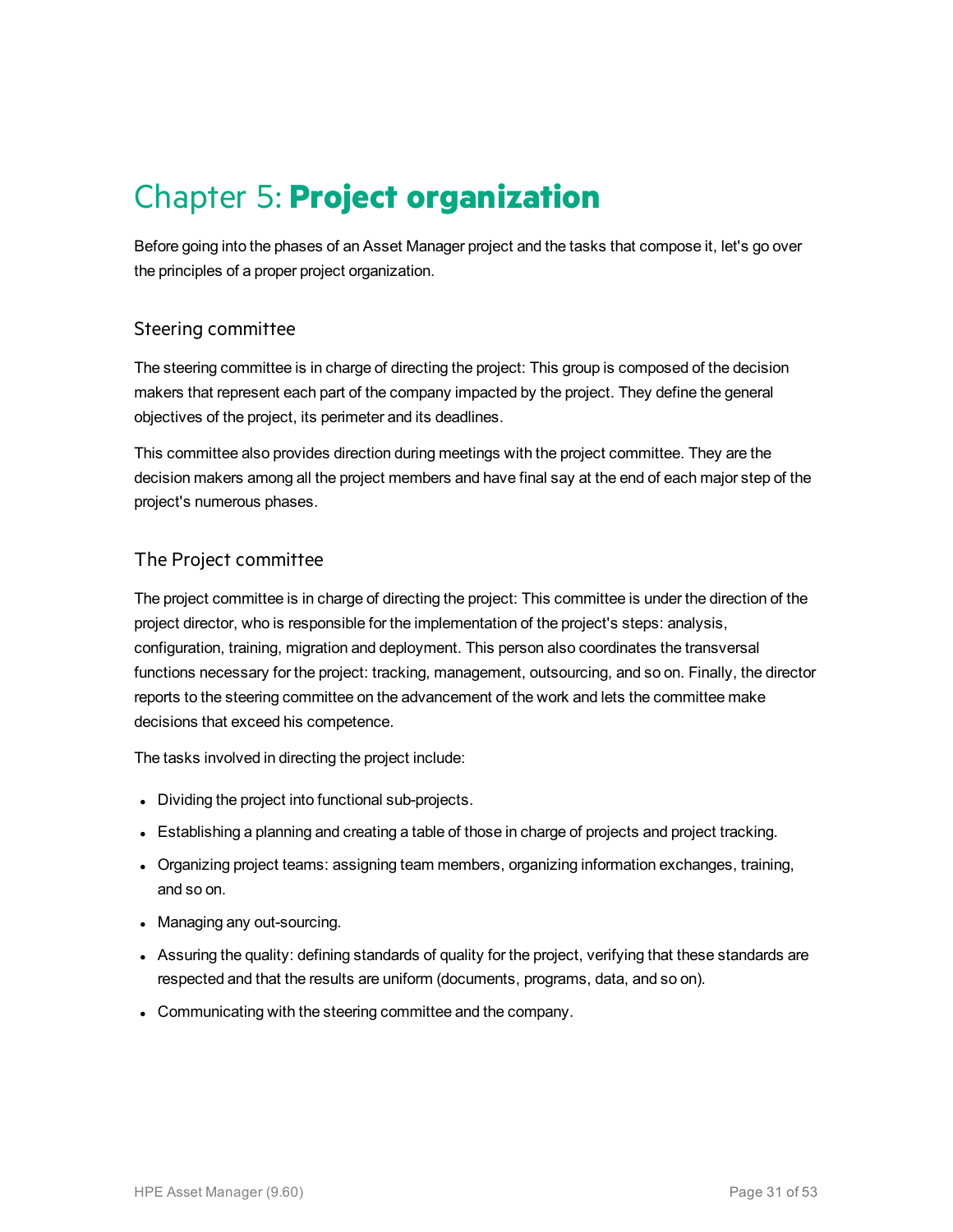# Chapter 5: **Project organization**

Before going into the phases of an Asset Manager project and the tasks that compose it, let's go over the principles of a proper project organization.

## Steering committee

The steering committee is in charge of directing the project: This group is composed of the decision makers that represent each part of the company impacted by the project. They define the general objectives of the project, its perimeter and its deadlines.

This committee also provides direction during meetings with the project committee. They are the decision makers among all the project members and have final say at the end of each major step of the project's numerous phases.

## The Project committee

The project committee is in charge of directing the project: This committee is under the direction of the project director, who is responsible for the implementation of the project's steps: analysis, configuration, training, migration and deployment. This person also coordinates the transversal functions necessary for the project: tracking, management, outsourcing, and so on. Finally, the director reports to the steering committee on the advancement of the work and lets the committee make decisions that exceed his competence.

The tasks involved in directing the project include:

- Dividing the project into functional sub-projects.
- Establishing a planning and creating a table of those in charge of projects and project tracking.
- Organizing project teams: assigning team members, organizing information exchanges, training, and so on.
- Managing any out-sourcing.
- Assuring the quality: defining standards of quality for the project, verifying that these standards are respected and that the results are uniform (documents, programs, data, and so on).
- Communicating with the steering committee and the company.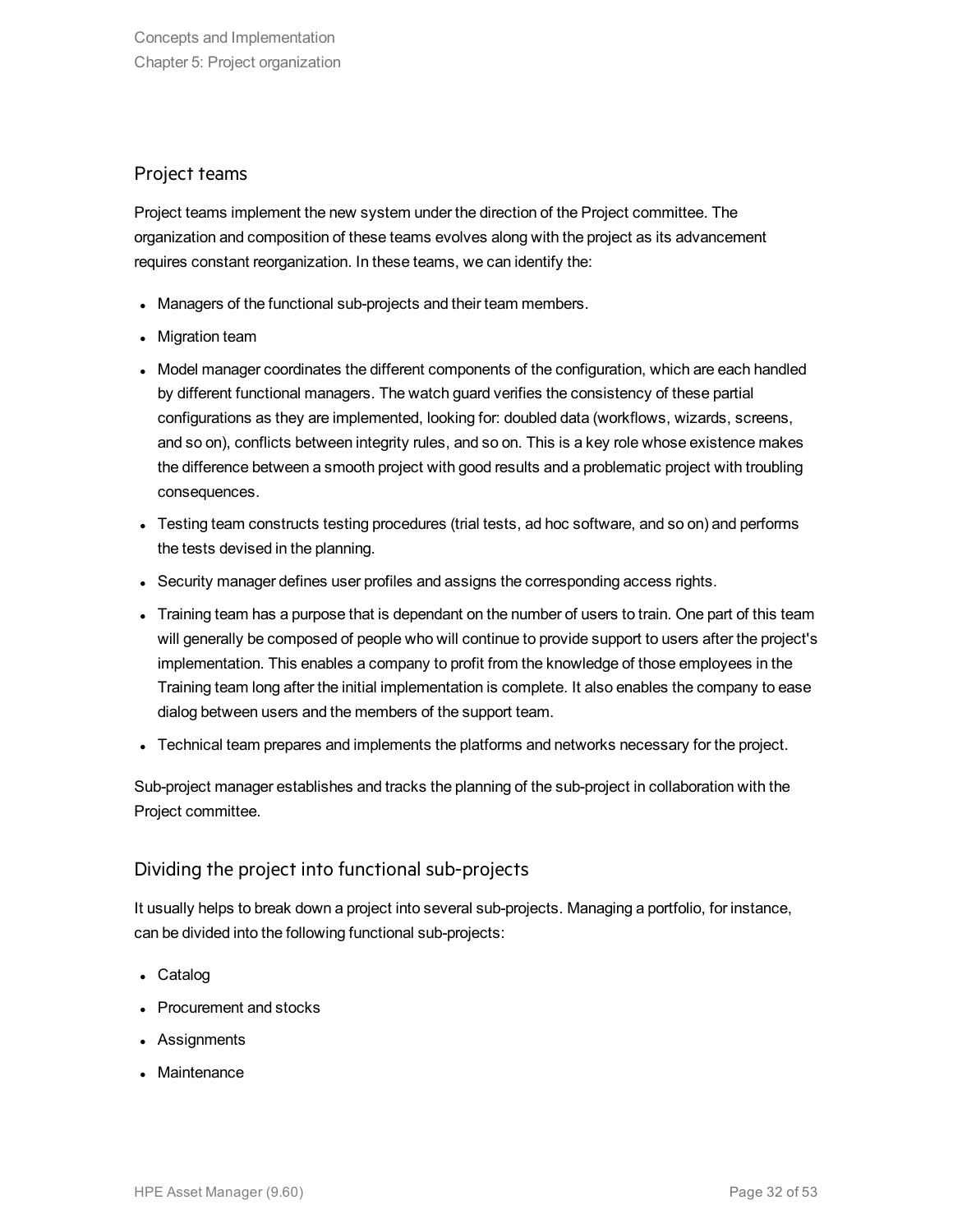## Project teams

Project teams implement the new system under the direction of the Project committee. The organization and composition of these teams evolves along with the project as its advancement requires constant reorganization. In these teams, we can identify the:

- Managers of the functional sub-projects and their team members.
- Migration team
- Model manager coordinates the different components of the configuration, which are each handled by different functional managers. The watch guard verifies the consistency of these partial configurations as they are implemented, looking for: doubled data (workflows, wizards, screens, and so on), conflicts between integrity rules, and so on. This is a key role whose existence makes the difference between a smooth project with good results and a problematic project with troubling consequences.
- Testing team constructs testing procedures (trial tests, ad hoc software, and so on) and performs the tests devised in the planning.
- Security manager defines user profiles and assigns the corresponding access rights.
- Training team has a purpose that is dependant on the number of users to train. One part of this team will generally be composed of people who will continue to provide support to users after the project's implementation. This enables a company to profit from the knowledge of those employees in the Training team long after the initial implementation is complete. It also enables the company to ease dialog between users and the members of the support team.
- Technical team prepares and implements the platforms and networks necessary for the project.

Sub-project manager establishes and tracks the planning of the sub-project in collaboration with the Project committee.

## Dividing the project into functional sub-projects

It usually helps to break down a project into several sub-projects. Managing a portfolio, for instance, can be divided into the following functional sub-projects:

- Catalog
- Procurement and stocks
- Assignments
- Maintenance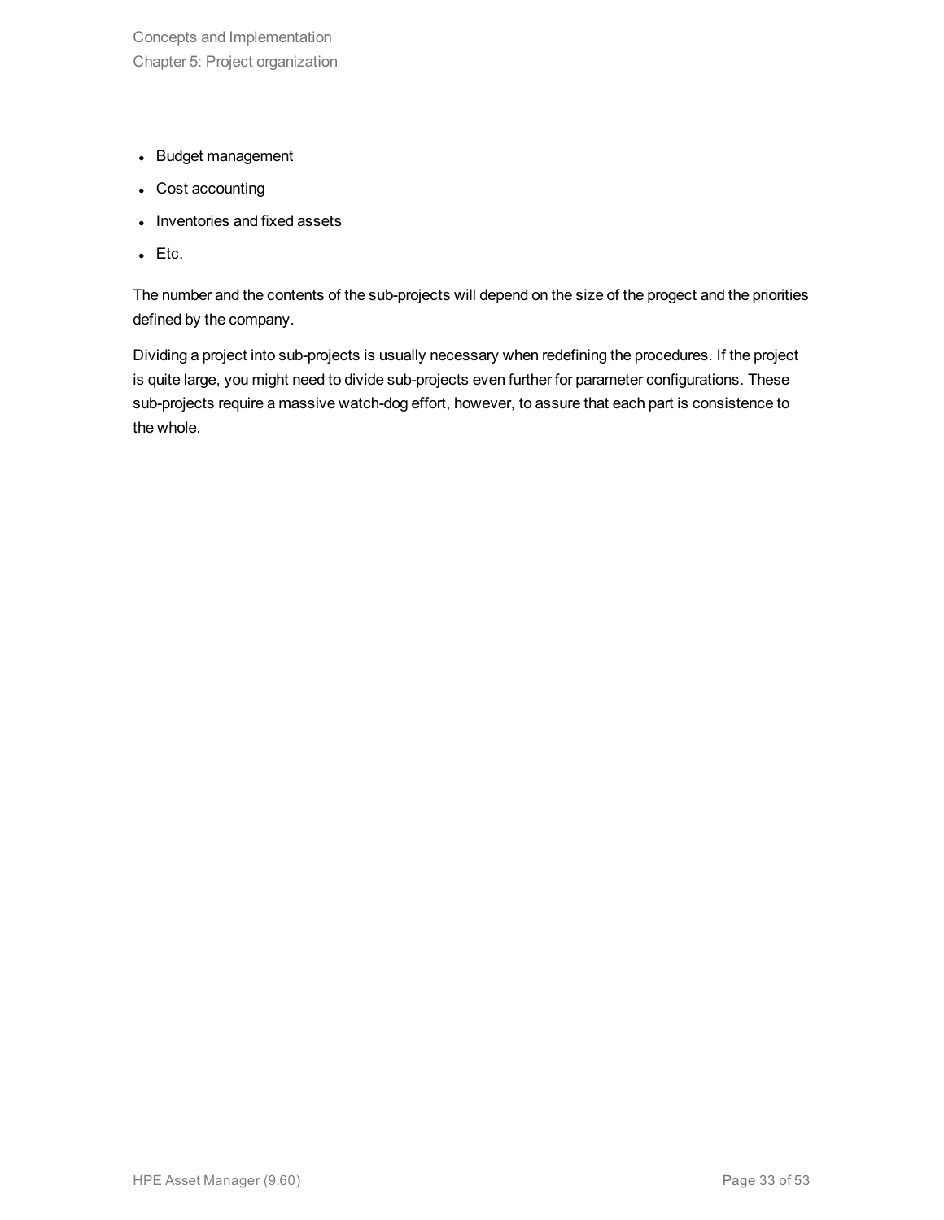- Budget management
- Cost accounting
- Inventories and fixed assets
- Etc.

The number and the contents of the sub-projects will depend on the size of the progect and the priorities defined by the company.

Dividing a project into sub-projects is usually necessary when redefining the procedures. If the project is quite large, you might need to divide sub-projects even further for parameter configurations. These sub-projects require a massive watch-dog effort, however, to assure that each part is consistence to the whole.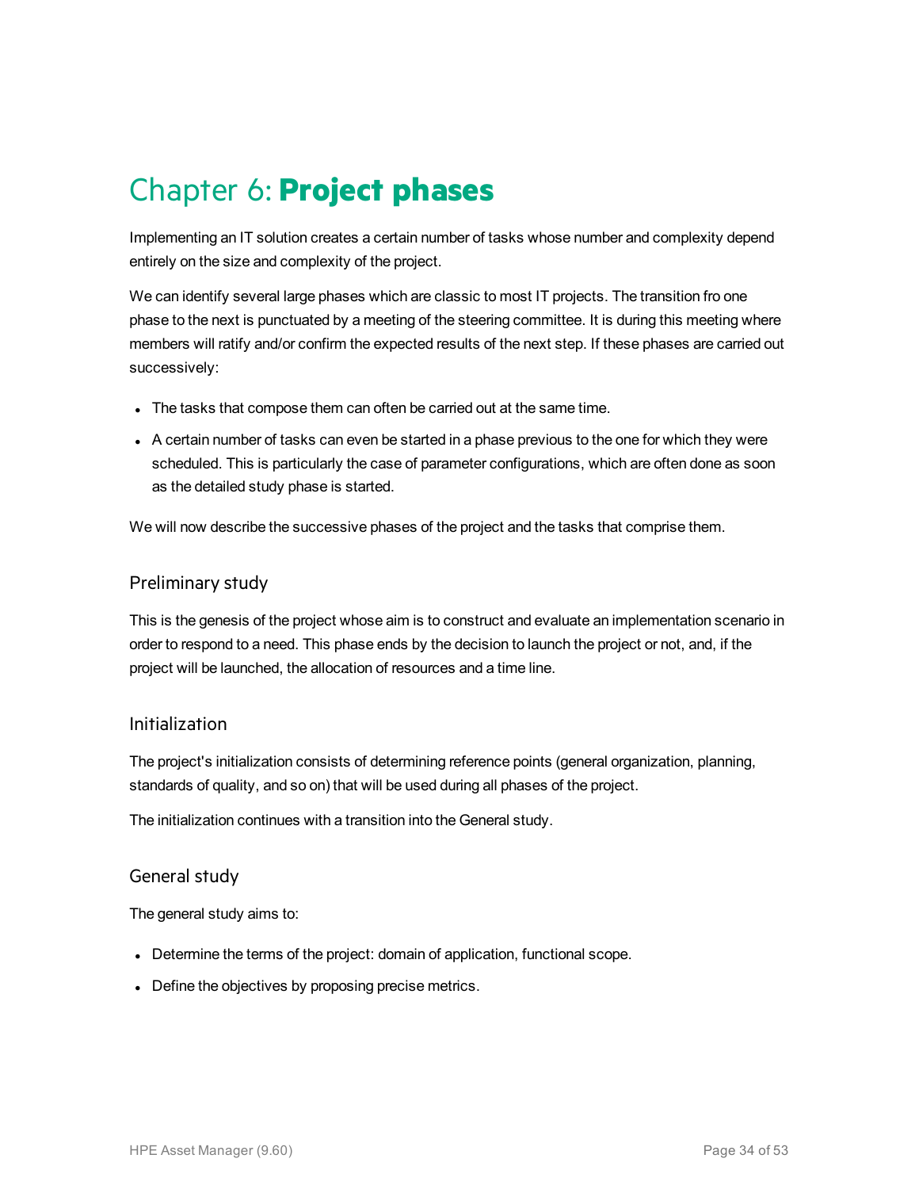# Chapter 6: **Project phases**

Implementing an IT solution creates a certain number of tasks whose number and complexity depend entirely on the size and complexity of the project.

We can identify several large phases which are classic to most IT projects. The transition fro one phase to the next is punctuated by a meeting of the steering committee. It is during this meeting where members will ratify and/or confirm the expected results of the next step. If these phases are carried out successively:

- The tasks that compose them can often be carried out at the same time.
- A certain number of tasks can even be started in a phase previous to the one for which they were scheduled. This is particularly the case of parameter configurations, which are often done as soon as the detailed study phase is started.

We will now describe the successive phases of the project and the tasks that comprise them.

## Preliminary study

This is the genesis of the project whose aim is to construct and evaluate an implementation scenario in order to respond to a need. This phase ends by the decision to launch the project or not, and, if the project will be launched, the allocation of resources and a time line.

## Initialization

The project's initialization consists of determining reference points (general organization, planning, standards of quality, and so on) that will be used during all phases of the project.

The initialization continues with a transition into the General study.

## General study

The general study aims to:

- Determine the terms of the project: domain of application, functional scope.
- Define the objectives by proposing precise metrics.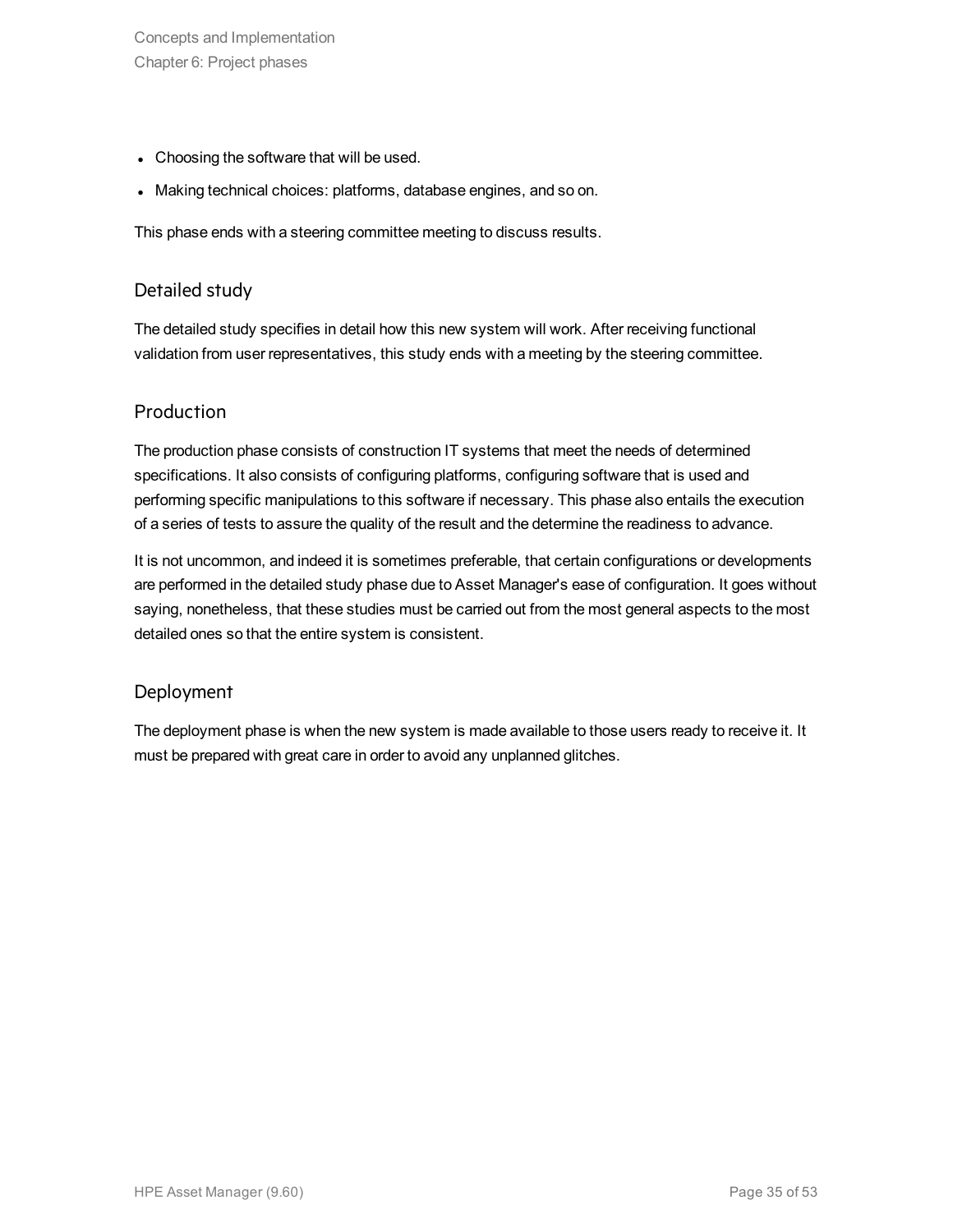- Choosing the software that will be used.
- Making technical choices: platforms, database engines, and so on.

This phase ends with a steering committee meeting to discuss results.

## Detailed study

The detailed study specifies in detail how this new system will work. After receiving functional validation from user representatives, this study ends with a meeting by the steering committee.

## Production

The production phase consists of construction IT systems that meet the needs of determined specifications. It also consists of configuring platforms, configuring software that is used and performing specific manipulations to this software if necessary. This phase also entails the execution of a series of tests to assure the quality of the result and the determine the readiness to advance.

It is not uncommon, and indeed it is sometimes preferable, that certain configurations or developments are performed in the detailed study phase due to Asset Manager's ease of configuration. It goes without saying, nonetheless, that these studies must be carried out from the most general aspects to the most detailed ones so that the entire system is consistent.

## Deployment

The deployment phase is when the new system is made available to those users ready to receive it. It must be prepared with great care in order to avoid any unplanned glitches.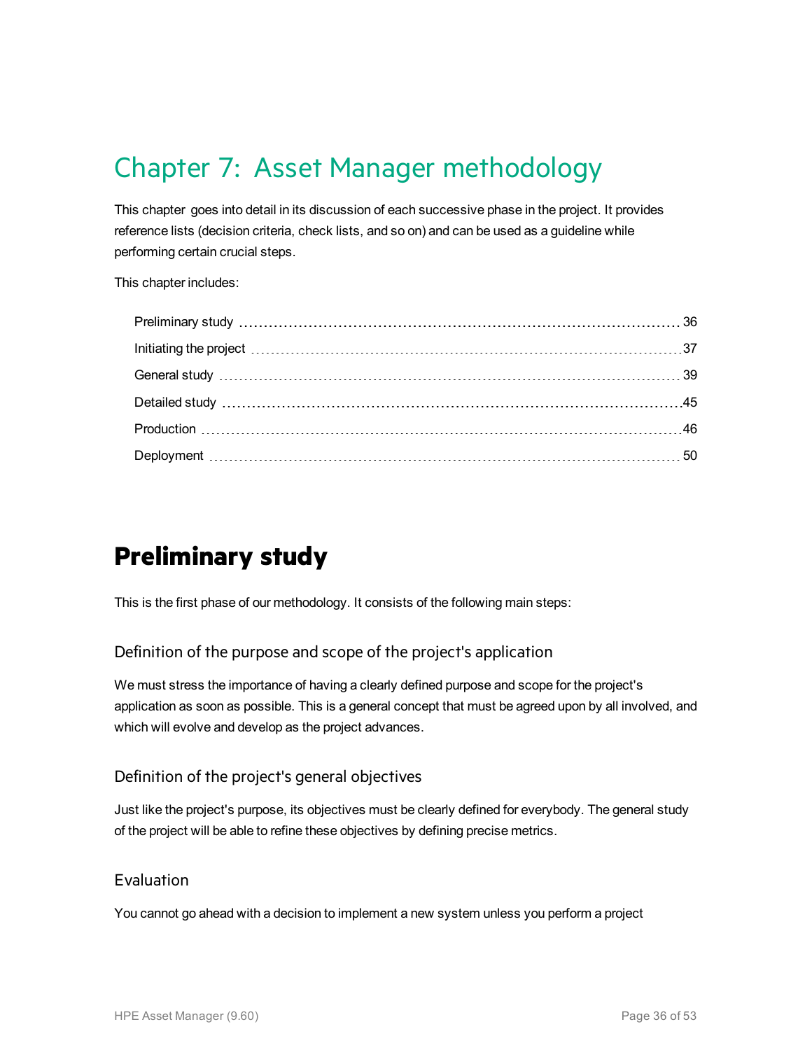# Chapter 7: Asset Manager methodology

This chapter goes into detail in its discussion of each successive phase in the project. It provides reference lists (decision criteria, check lists, and so on) and can be used as a guideline while performing certain crucial steps.

This chapter includes:

- Preliminary study ... 36
- Initiating the project ... 37
- General study ... 39
- Detailed study ... 45
- Production ... 46
- Deployment ... 50

## Preliminary study

This is the first phase of our methodology. It consists of the following main steps:

### Definition of the purpose and scope of the project's application

We must stress the importance of having a clearly defined purpose and scope for the project's application as soon as possible. This is a general concept that must be agreed upon by all involved, and which will evolve and develop as the project advances.

### Definition of the project's general objectives

Just like the project's purpose, its objectives must be clearly defined for everybody. The general study of the project will be able to refine these objectives by defining precise metrics.

### Evaluation

You cannot go ahead with a decision to implement a new system unless you perform a project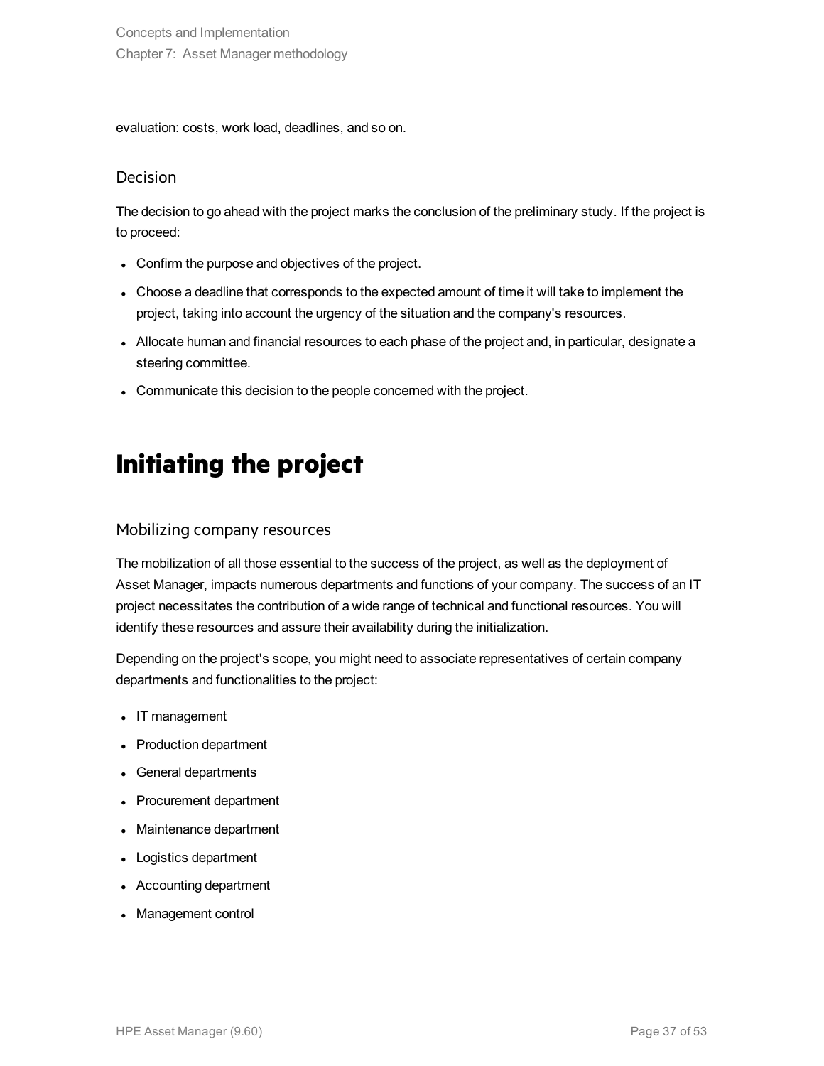evaluation: costs, work load, deadlines, and so on.

### Decision

The decision to go ahead with the project marks the conclusion of the preliminary study. If the project is to proceed:

- Confirm the purpose and objectives of the project.
- Choose a deadline that corresponds to the expected amount of time it will take to implement the project, taking into account the urgency of the situation and the company's resources.
- Allocate human and financial resources to each phase of the project and, in particular, designate a steering committee.
- Communicate this decision to the people concerned with the project.

## Initiating the project

### Mobilizing company resources

The mobilization of all those essential to the success of the project, as well as the deployment of Asset Manager, impacts numerous departments and functions of your company. The success of an IT project necessitates the contribution of a wide range of technical and functional resources. You will identify these resources and assure their availability during the initialization.

Depending on the project's scope, you might need to associate representatives of certain company departments and functionalities to the project:

- IT management
- Production department
- General departments
- Procurement department
- Maintenance department
- Logistics department
- Accounting department
- Management control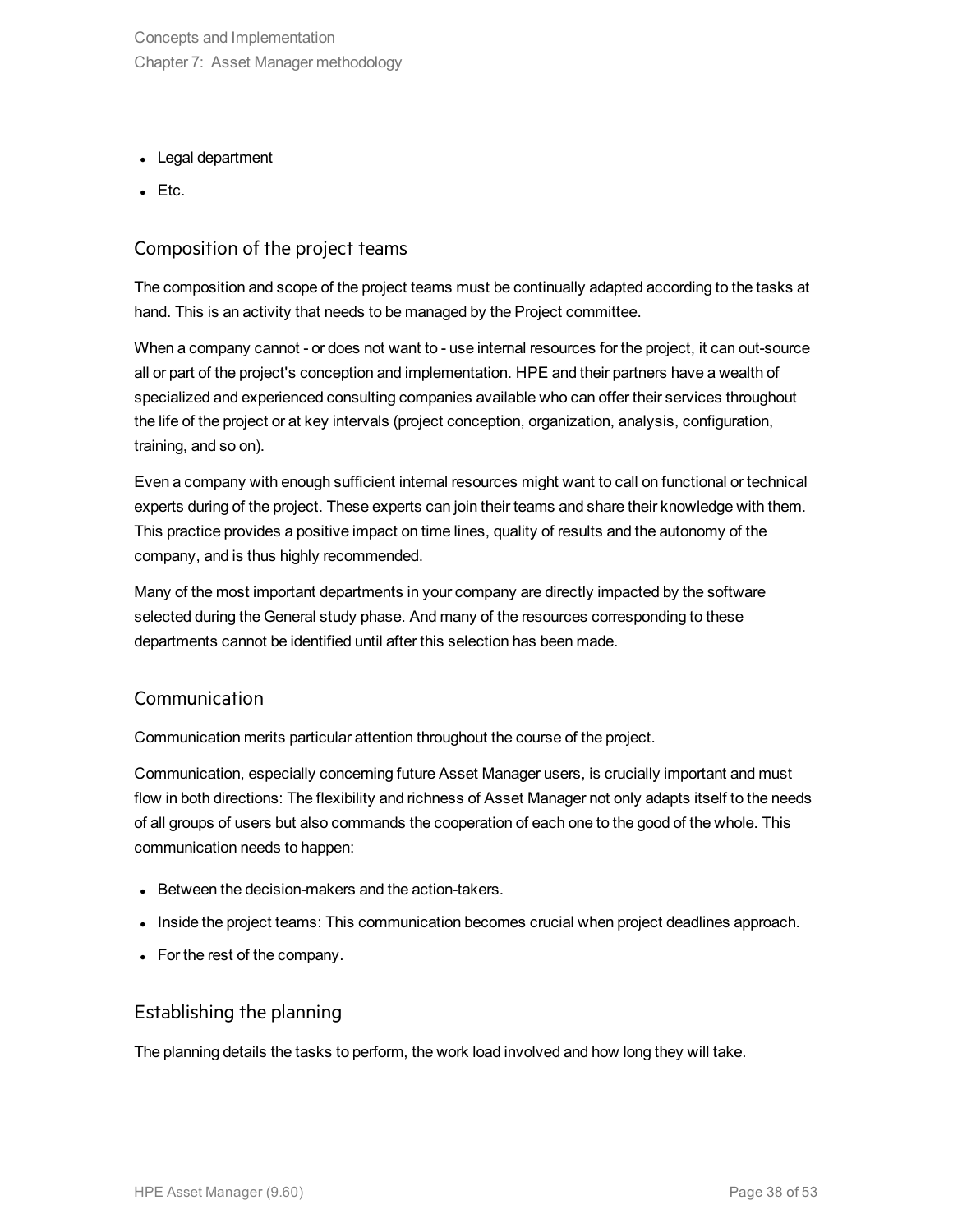- Legal department
- Etc.

### Composition of the project teams

The composition and scope of the project teams must be continually adapted according to the tasks at hand. This is an activity that needs to be managed by the Project committee.

When a company cannot - or does not want to - use internal resources for the project, it can out-source all or part of the project's conception and implementation. HPE and their partners have a wealth of specialized and experienced consulting companies available who can offer their services throughout the life of the project or at key intervals (project conception, organization, analysis, configuration, training, and so on).

Even a company with enough sufficient internal resources might want to call on functional or technical experts during of the project. These experts can join their teams and share their knowledge with them. This practice provides a positive impact on time lines, quality of results and the autonomy of the company, and is thus highly recommended.

Many of the most important departments in your company are directly impacted by the software selected during the General study phase. And many of the resources corresponding to these departments cannot be identified until after this selection has been made.

### Communication

Communication merits particular attention throughout the course of the project.

Communication, especially concerning future Asset Manager users, is crucially important and must flow in both directions: The flexibility and richness of Asset Manager not only adapts itself to the needs of all groups of users but also commands the cooperation of each one to the good of the whole. This communication needs to happen:

- Between the decision-makers and the action-takers.
- Inside the project teams: This communication becomes crucial when project deadlines approach.
- For the rest of the company.

### Establishing the planning

The planning details the tasks to perform, the work load involved and how long they will take.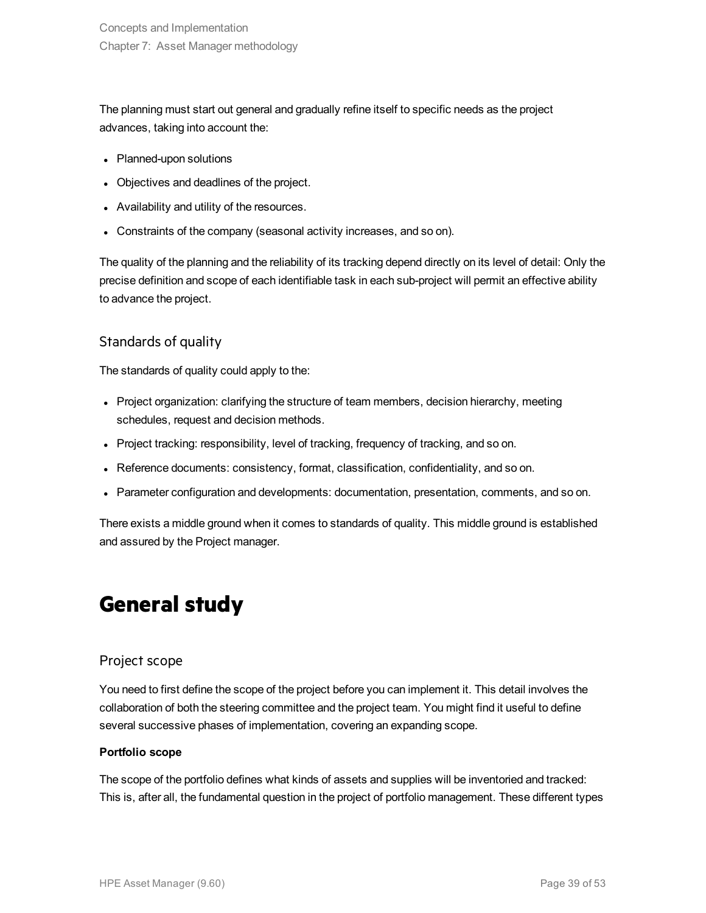The planning must start out general and gradually refine itself to specific needs as the project advances, taking into account the:

- Planned-upon solutions
- Objectives and deadlines of the project.
- Availability and utility of the resources.
- Constraints of the company (seasonal activity increases, and so on).

The quality of the planning and the reliability of its tracking depend directly on its level of detail: Only the precise definition and scope of each identifiable task in each sub-project will permit an effective ability to advance the project.

### Standards of quality

The standards of quality could apply to the:

- Project organization: clarifying the structure of team members, decision hierarchy, meeting schedules, request and decision methods.
- Project tracking: responsibility, level of tracking, frequency of tracking, and so on.
- Reference documents: consistency, format, classification, confidentiality, and so on.
- Parameter configuration and developments: documentation, presentation, comments, and so on.

There exists a middle ground when it comes to standards of quality. This middle ground is established and assured by the Project manager.

## General study

### Project scope

You need to first define the scope of the project before you can implement it. This detail involves the collaboration of both the steering committee and the project team. You might find it useful to define several successive phases of implementation, covering an expanding scope.

**Portfolio scope**

The scope of the portfolio defines what kinds of assets and supplies will be inventoried and tracked: This is, after all, the fundamental question in the project of portfolio management. These different types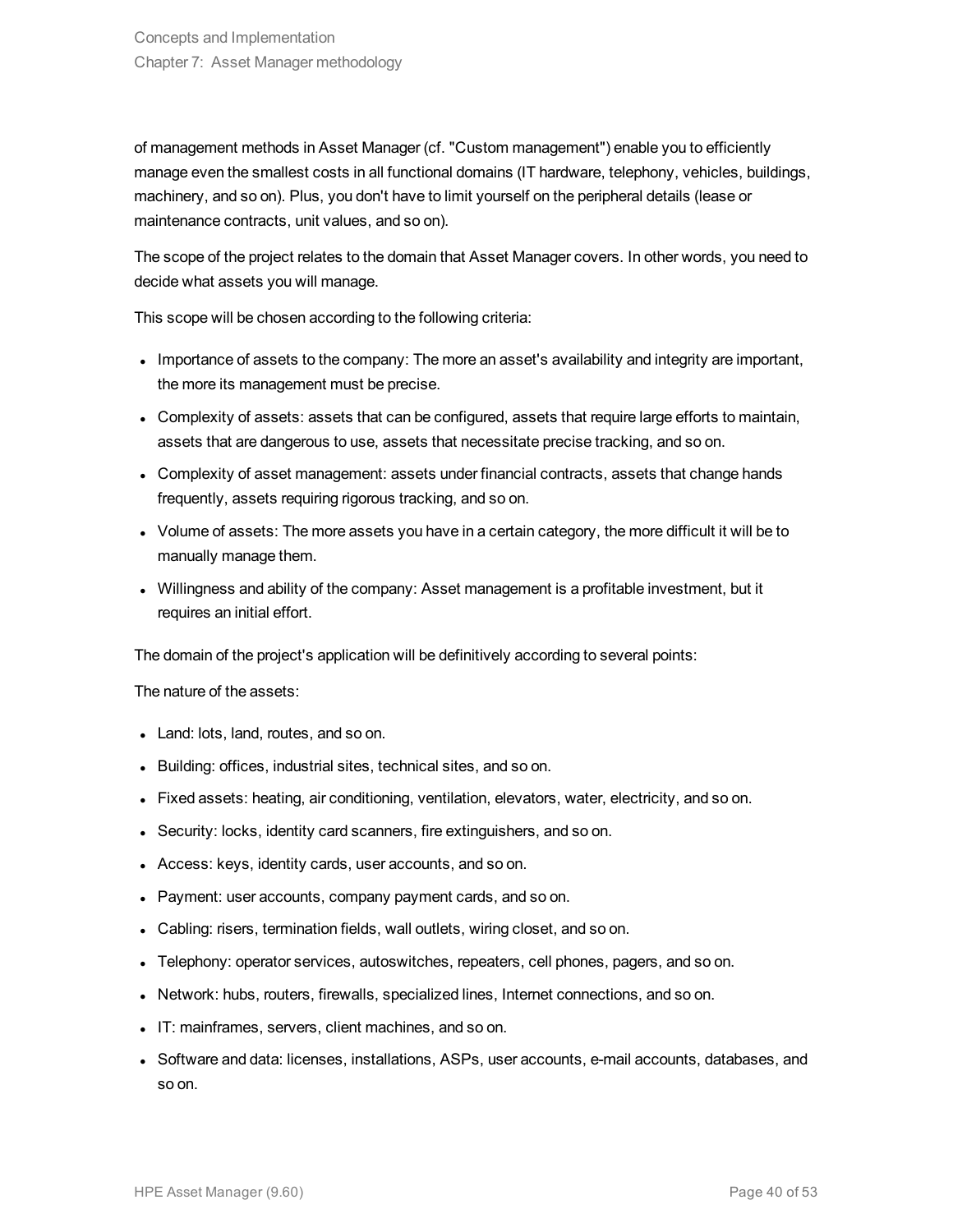of management methods in Asset Manager (cf. "Custom management") enable you to efficiently manage even the smallest costs in all functional domains (IT hardware, telephony, vehicles, buildings, machinery, and so on). Plus, you don't have to limit yourself on the peripheral details (lease or maintenance contracts, unit values, and so on).

The scope of the project relates to the domain that Asset Manager covers. In other words, you need to decide what assets you will manage.

This scope will be chosen according to the following criteria:

- Importance of assets to the company: The more an asset's availability and integrity are important, the more its management must be precise.
- Complexity of assets: assets that can be configured, assets that require large efforts to maintain, assets that are dangerous to use, assets that necessitate precise tracking, and so on.
- Complexity of asset management: assets under financial contracts, assets that change hands frequently, assets requiring rigorous tracking, and so on.
- Volume of assets: The more assets you have in a certain category, the more difficult it will be to manually manage them.
- Willingness and ability of the company: Asset management is a profitable investment, but it requires an initial effort.

The domain of the project's application will be definitively according to several points:

The nature of the assets:

- Land: lots, land, routes, and so on.
- Building: offices, industrial sites, technical sites, and so on.
- Fixed assets: heating, air conditioning, ventilation, elevators, water, electricity, and so on.
- Security: locks, identity card scanners, fire extinguishers, and so on.
- Access: keys, identity cards, user accounts, and so on.
- Payment: user accounts, company payment cards, and so on.
- Cabling: risers, termination fields, wall outlets, wiring closet, and so on.
- Telephony: operator services, autoswitches, repeaters, cell phones, pagers, and so on.
- Network: hubs, routers, firewalls, specialized lines, Internet connections, and so on.
- IT: mainframes, servers, client machines, and so on.
- Software and data: licenses, installations, ASPs, user accounts, e-mail accounts, databases, and so on.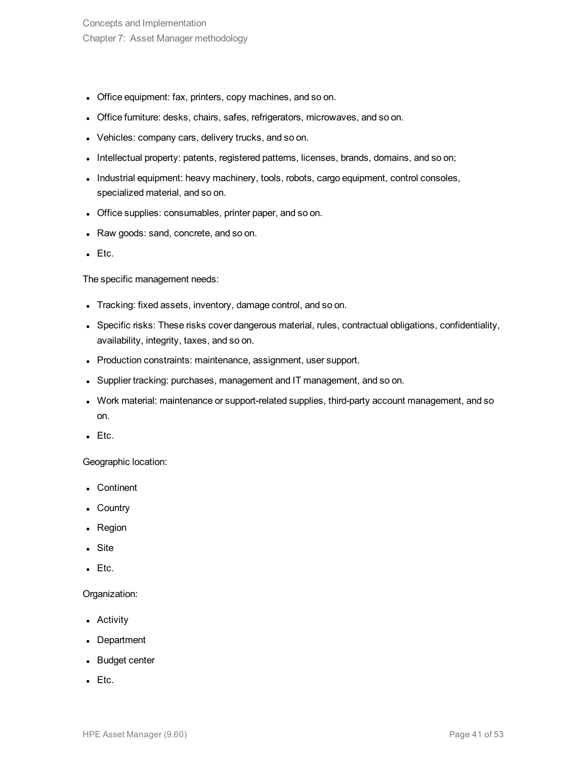- Office equipment: fax, printers, copy machines, and so on.
- Office furniture: desks, chairs, safes, refrigerators, microwaves, and so on.
- Vehicles: company cars, delivery trucks, and so on.
- Intellectual property: patents, registered patterns, licenses, brands, domains, and so on;
- Industrial equipment: heavy machinery, tools, robots, cargo equipment, control consoles, specialized material, and so on.
- Office supplies: consumables, printer paper, and so on.
- Raw goods: sand, concrete, and so on.
- Etc.

The specific management needs:

- Tracking: fixed assets, inventory, damage control, and so on.
- Specific risks: These risks cover dangerous material, rules, contractual obligations, confidentiality, availability, integrity, taxes, and so on.
- Production constraints: maintenance, assignment, user support.
- Supplier tracking: purchases, management and IT management, and so on.
- Work material: maintenance or support-related supplies, third-party account management, and so on.
- Etc.

Geographic location:

- Continent
- Country
- Region
- Site
- Etc.

Organization:

- Activity
- Department
- Budget center
- Etc.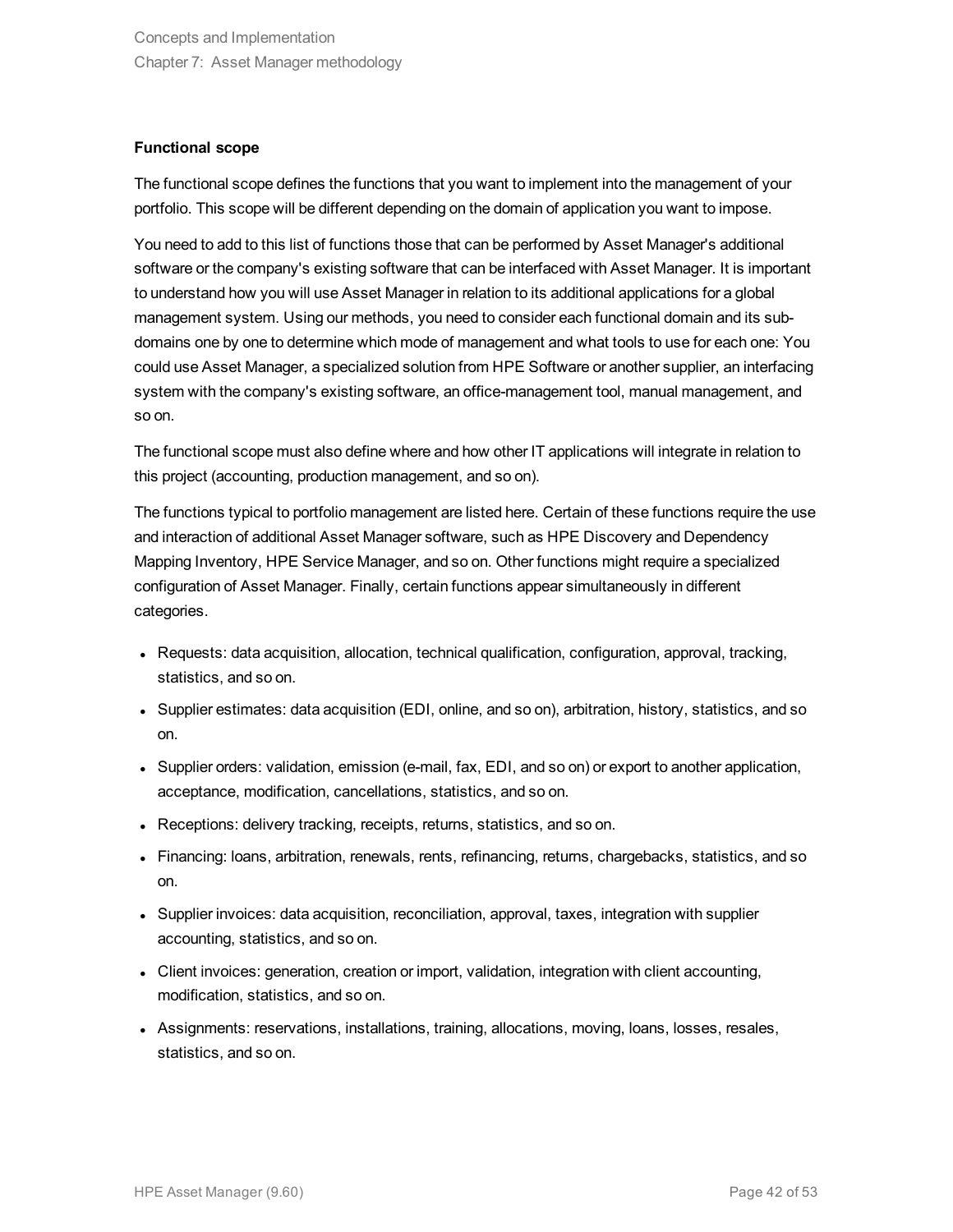**Functional scope**

The functional scope defines the functions that you want to implement into the management of your portfolio. This scope will be different depending on the domain of application you want to impose.

You need to add to this list of functions those that can be performed by Asset Manager's additional software or the company's existing software that can be interfaced with Asset Manager. It is important to understand how you will use Asset Manager in relation to its additional applications for a global management system. Using our methods, you need to consider each functional domain and its sub-domains one by one to determine which mode of management and what tools to use for each one: You could use Asset Manager, a specialized solution from HPE Software or another supplier, an interfacing system with the company's existing software, an office-management tool, manual management, and so on.

The functional scope must also define where and how other IT applications will integrate in relation to this project (accounting, production management, and so on).

The functions typical to portfolio management are listed here. Certain of these functions require the use and interaction of additional Asset Manager software, such as HPE Discovery and Dependency Mapping Inventory, HPE Service Manager, and so on. Other functions might require a specialized configuration of Asset Manager. Finally, certain functions appear simultaneously in different categories.

- Requests: data acquisition, allocation, technical qualification, configuration, approval, tracking, statistics, and so on.
- Supplier estimates: data acquisition (EDI, online, and so on), arbitration, history, statistics, and so on.
- Supplier orders: validation, emission (e-mail, fax, EDI, and so on) or export to another application, acceptance, modification, cancellations, statistics, and so on.
- Receptions: delivery tracking, receipts, returns, statistics, and so on.
- Financing: loans, arbitration, renewals, rents, refinancing, returns, chargebacks, statistics, and so on.
- Supplier invoices: data acquisition, reconciliation, approval, taxes, integration with supplier accounting, statistics, and so on.
- Client invoices: generation, creation or import, validation, integration with client accounting, modification, statistics, and so on.
- Assignments: reservations, installations, training, allocations, moving, loans, losses, resales, statistics, and so on.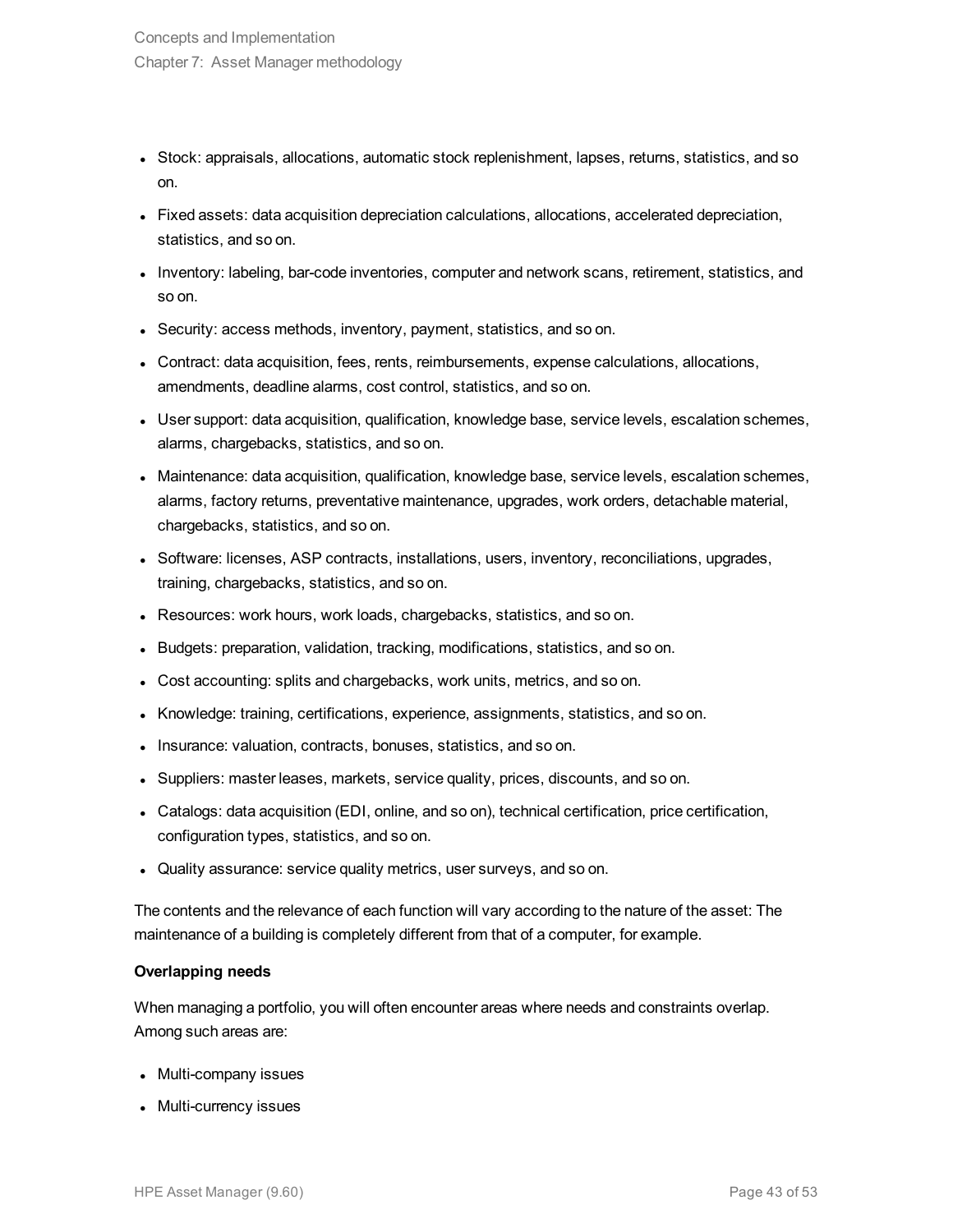- Stock: appraisals, allocations, automatic stock replenishment, lapses, returns, statistics, and so on.
- Fixed assets: data acquisition depreciation calculations, allocations, accelerated depreciation, statistics, and so on.
- Inventory: labeling, bar-code inventories, computer and network scans, retirement, statistics, and so on.
- Security: access methods, inventory, payment, statistics, and so on.
- Contract: data acquisition, fees, rents, reimbursements, expense calculations, allocations, amendments, deadline alarms, cost control, statistics, and so on.
- User support: data acquisition, qualification, knowledge base, service levels, escalation schemes, alarms, chargebacks, statistics, and so on.
- Maintenance: data acquisition, qualification, knowledge base, service levels, escalation schemes, alarms, factory returns, preventative maintenance, upgrades, work orders, detachable material, chargebacks, statistics, and so on.
- Software: licenses, ASP contracts, installations, users, inventory, reconciliations, upgrades, training, chargebacks, statistics, and so on.
- Resources: work hours, work loads, chargebacks, statistics, and so on.
- Budgets: preparation, validation, tracking, modifications, statistics, and so on.
- Cost accounting: splits and chargebacks, work units, metrics, and so on.
- Knowledge: training, certifications, experience, assignments, statistics, and so on.
- Insurance: valuation, contracts, bonuses, statistics, and so on.
- Suppliers: master leases, markets, service quality, prices, discounts, and so on.
- Catalogs: data acquisition (EDI, online, and so on), technical certification, price certification, configuration types, statistics, and so on.
- Quality assurance: service quality metrics, user surveys, and so on.

The contents and the relevance of each function will vary according to the nature of the asset: The maintenance of a building is completely different from that of a computer, for example.

**Overlapping needs**

When managing a portfolio, you will often encounter areas where needs and constraints overlap. Among such areas are:

- Multi-company issues
- Multi-currency issues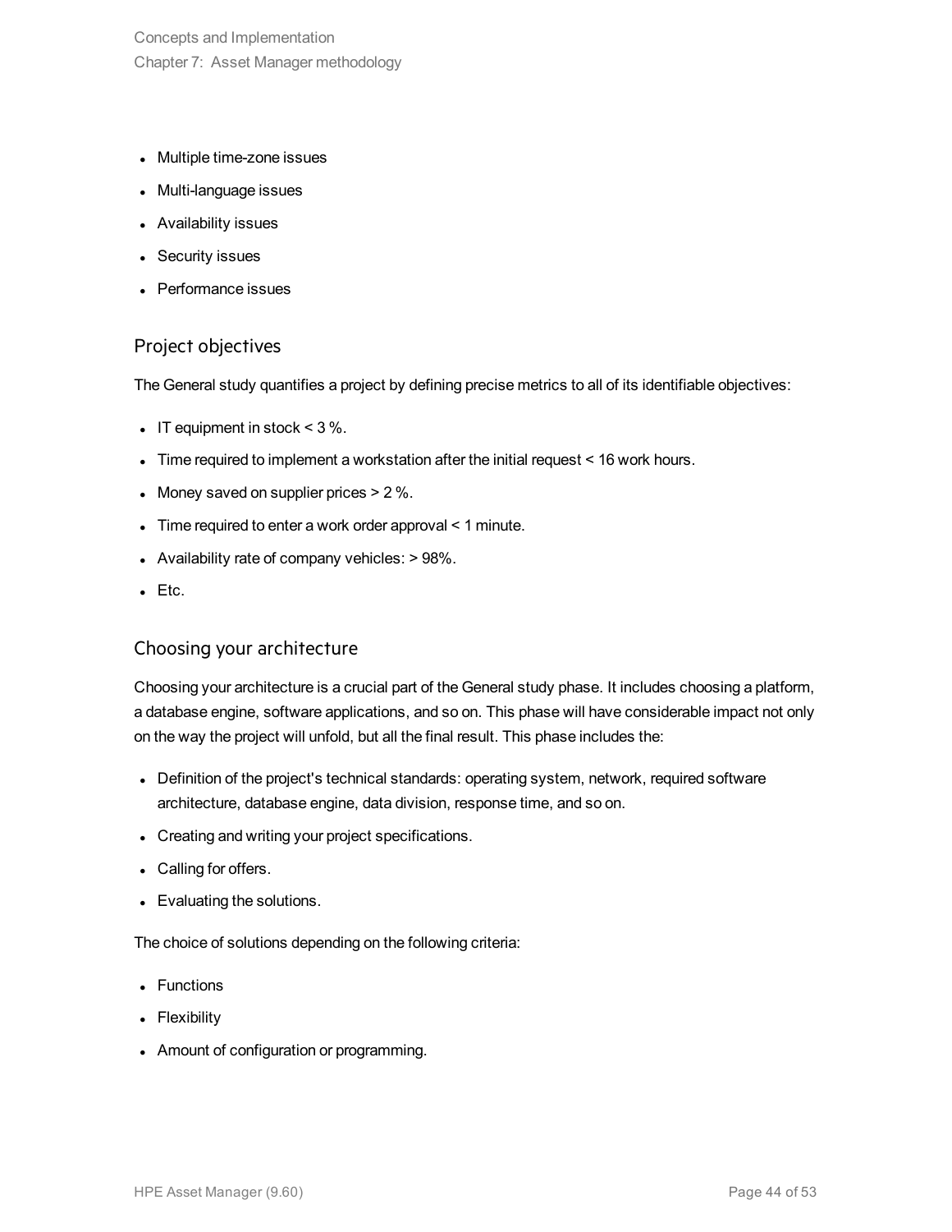- Multiple time-zone issues
- Multi-language issues
- Availability issues
- Security issues
- Performance issues

## Project objectives

The General study quantifies a project by defining precise metrics to all of its identifiable objectives:

- IT equipment in stock < 3 %.
- Time required to implement a workstation after the initial request < 16 work hours.
- Money saved on supplier prices > 2 %.
- Time required to enter a work order approval < 1 minute.
- Availability rate of company vehicles: > 98%.
- Etc.

## Choosing your architecture

Choosing your architecture is a crucial part of the General study phase. It includes choosing a platform, a database engine, software applications, and so on. This phase will have considerable impact not only on the way the project will unfold, but all the final result. This phase includes the:

- Definition of the project's technical standards: operating system, network, required software architecture, database engine, data division, response time, and so on.
- Creating and writing your project specifications.
- Calling for offers.
- Evaluating the solutions.

The choice of solutions depending on the following criteria:

- Functions
- Flexibility
- Amount of configuration or programming.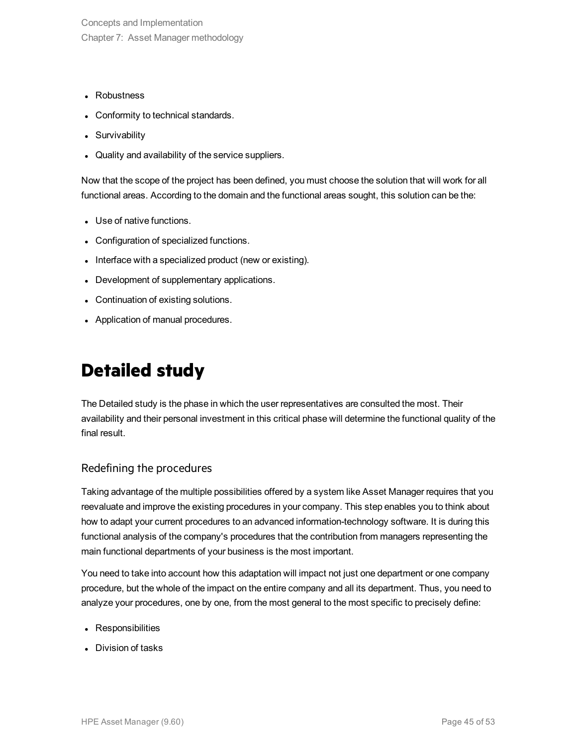- Robustness
- Conformity to technical standards.
- Survivability
- Quality and availability of the service suppliers.

Now that the scope of the project has been defined, you must choose the solution that will work for all functional areas. According to the domain and the functional areas sought, this solution can be the:

- Use of native functions.
- Configuration of specialized functions.
- Interface with a specialized product (new or existing).
- Development of supplementary applications.
- Continuation of existing solutions.
- Application of manual procedures.

# Detailed study

The Detailed study is the phase in which the user representatives are consulted the most. Their availability and their personal investment in this critical phase will determine the functional quality of the final result.

## Redefining the procedures

Taking advantage of the multiple possibilities offered by a system like Asset Manager requires that you reevaluate and improve the existing procedures in your company. This step enables you to think about how to adapt your current procedures to an advanced information-technology software. It is during this functional analysis of the company's procedures that the contribution from managers representing the main functional departments of your business is the most important.

You need to take into account how this adaptation will impact not just one department or one company procedure, but the whole of the impact on the entire company and all its department. Thus, you need to analyze your procedures, one by one, from the most general to the most specific to precisely define:

- Responsibilities
- Division of tasks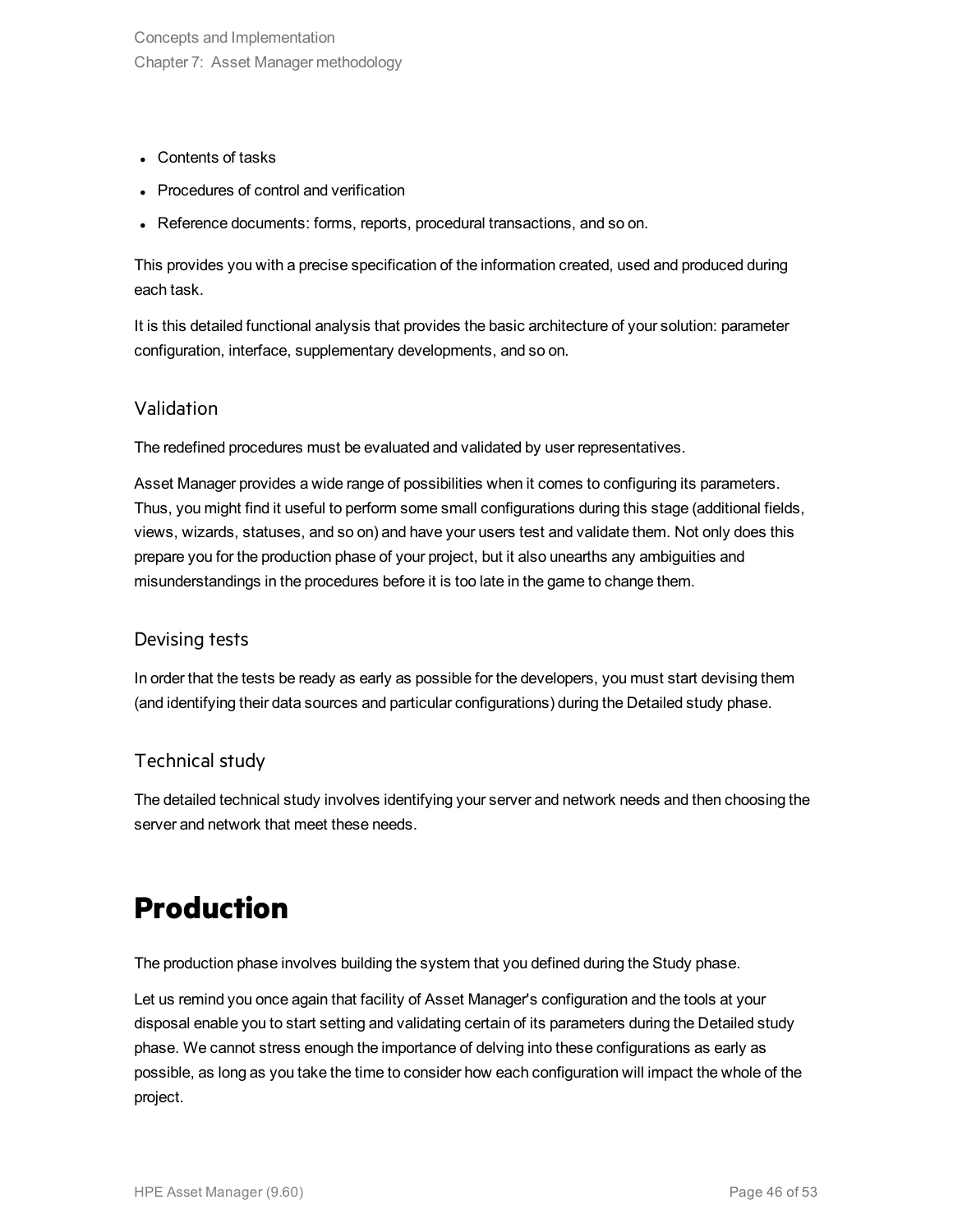- Contents of tasks
- Procedures of control and verification
- Reference documents: forms, reports, procedural transactions, and so on.

This provides you with a precise specification of the information created, used and produced during each task.

It is this detailed functional analysis that provides the basic architecture of your solution: parameter configuration, interface, supplementary developments, and so on.

### Validation

The redefined procedures must be evaluated and validated by user representatives.

Asset Manager provides a wide range of possibilities when it comes to configuring its parameters. Thus, you might find it useful to perform some small configurations during this stage (additional fields, views, wizards, statuses, and so on) and have your users test and validate them. Not only does this prepare you for the production phase of your project, but it also unearths any ambiguities and misunderstandings in the procedures before it is too late in the game to change them.

### Devising tests

In order that the tests be ready as early as possible for the developers, you must start devising them (and identifying their data sources and particular configurations) during the Detailed study phase.

### Technical study

The detailed technical study involves identifying your server and network needs and then choosing the server and network that meet these needs.

# Production

The production phase involves building the system that you defined during the Study phase.

Let us remind you once again that facility of Asset Manager's configuration and the tools at your disposal enable you to start setting and validating certain of its parameters during the Detailed study phase. We cannot stress enough the importance of delving into these configurations as early as possible, as long as you take the time to consider how each configuration will impact the whole of the project.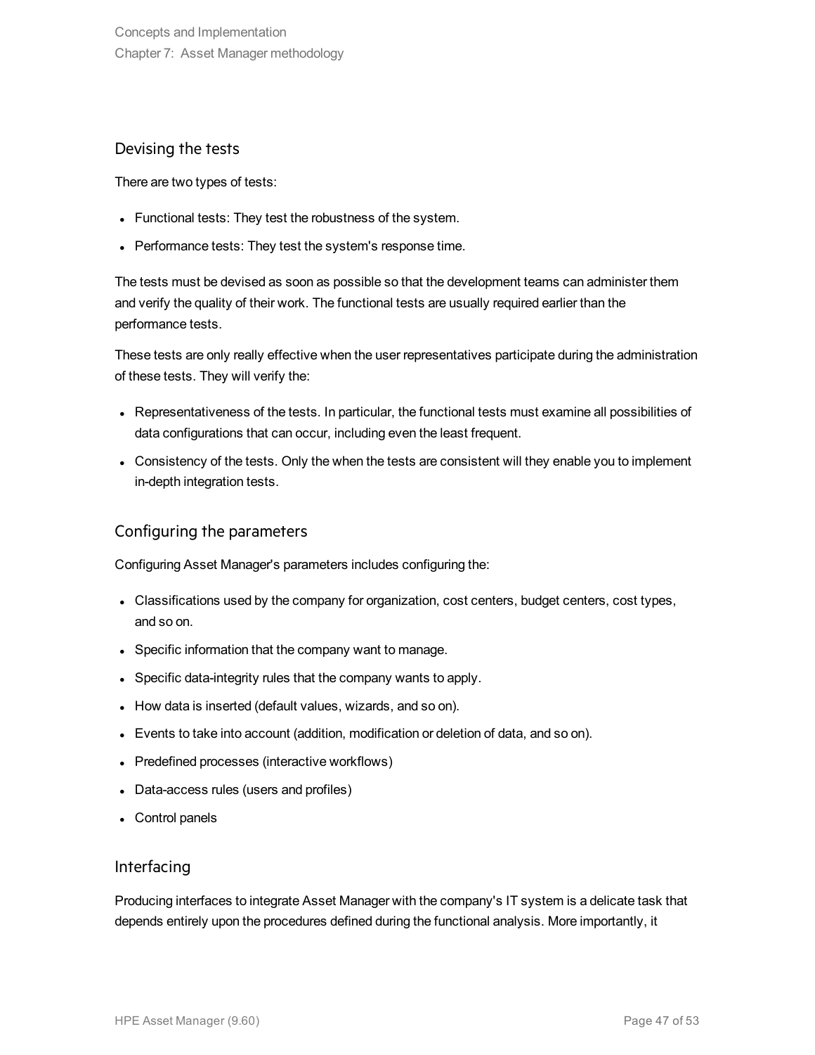### Devising the tests

There are two types of tests:

- Functional tests: They test the robustness of the system.
- Performance tests: They test the system's response time.

The tests must be devised as soon as possible so that the development teams can administer them and verify the quality of their work. The functional tests are usually required earlier than the performance tests.

These tests are only really effective when the user representatives participate during the administration of these tests. They will verify the:

- Representativeness of the tests. In particular, the functional tests must examine all possibilities of data configurations that can occur, including even the least frequent.
- Consistency of the tests. Only the when the tests are consistent will they enable you to implement in-depth integration tests.

### Configuring the parameters

Configuring Asset Manager's parameters includes configuring the:

- Classifications used by the company for organization, cost centers, budget centers, cost types, and so on.
- Specific information that the company want to manage.
- Specific data-integrity rules that the company wants to apply.
- How data is inserted (default values, wizards, and so on).
- Events to take into account (addition, modification or deletion of data, and so on).
- Predefined processes (interactive workflows)
- Data-access rules (users and profiles)
- Control panels

### Interfacing

Producing interfaces to integrate Asset Manager with the company's IT system is a delicate task that depends entirely upon the procedures defined during the functional analysis. More importantly, it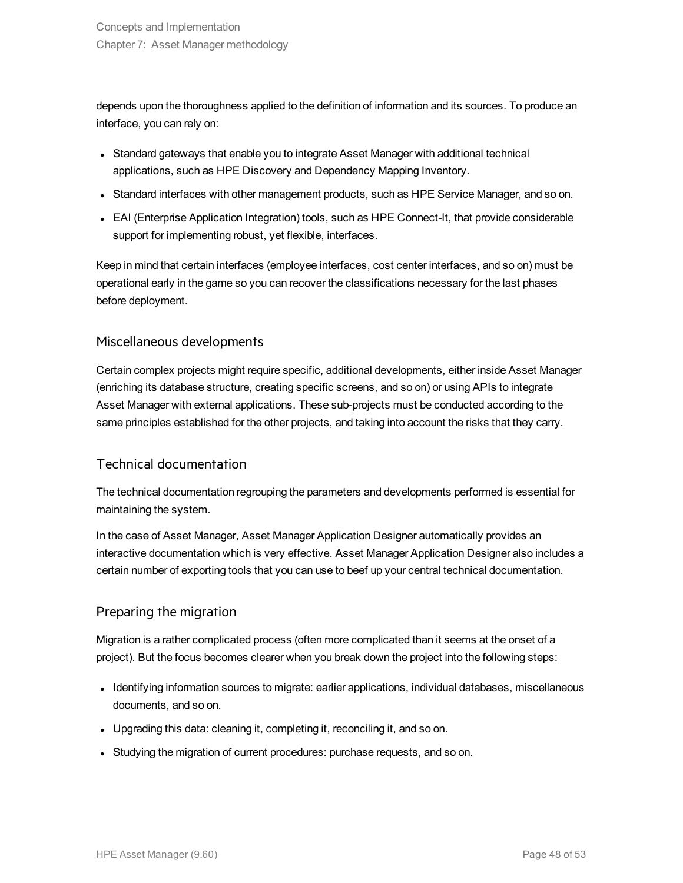depends upon the thoroughness applied to the definition of information and its sources. To produce an interface, you can rely on:

- Standard gateways that enable you to integrate Asset Manager with additional technical applications, such as HPE Discovery and Dependency Mapping Inventory.
- Standard interfaces with other management products, such as HPE Service Manager, and so on.
- EAI (Enterprise Application Integration) tools, such as HPE Connect-It, that provide considerable support for implementing robust, yet flexible, interfaces.

Keep in mind that certain interfaces (employee interfaces, cost center interfaces, and so on) must be operational early in the game so you can recover the classifications necessary for the last phases before deployment.

### Miscellaneous developments

Certain complex projects might require specific, additional developments, either inside Asset Manager (enriching its database structure, creating specific screens, and so on) or using APIs to integrate Asset Manager with external applications. These sub-projects must be conducted according to the same principles established for the other projects, and taking into account the risks that they carry.

### Technical documentation

The technical documentation regrouping the parameters and developments performed is essential for maintaining the system.

In the case of Asset Manager, Asset Manager Application Designer automatically provides an interactive documentation which is very effective. Asset Manager Application Designer also includes a certain number of exporting tools that you can use to beef up your central technical documentation.

### Preparing the migration

Migration is a rather complicated process (often more complicated than it seems at the onset of a project). But the focus becomes clearer when you break down the project into the following steps:

- Identifying information sources to migrate: earlier applications, individual databases, miscellaneous documents, and so on.
- Upgrading this data: cleaning it, completing it, reconciling it, and so on.
- Studying the migration of current procedures: purchase requests, and so on.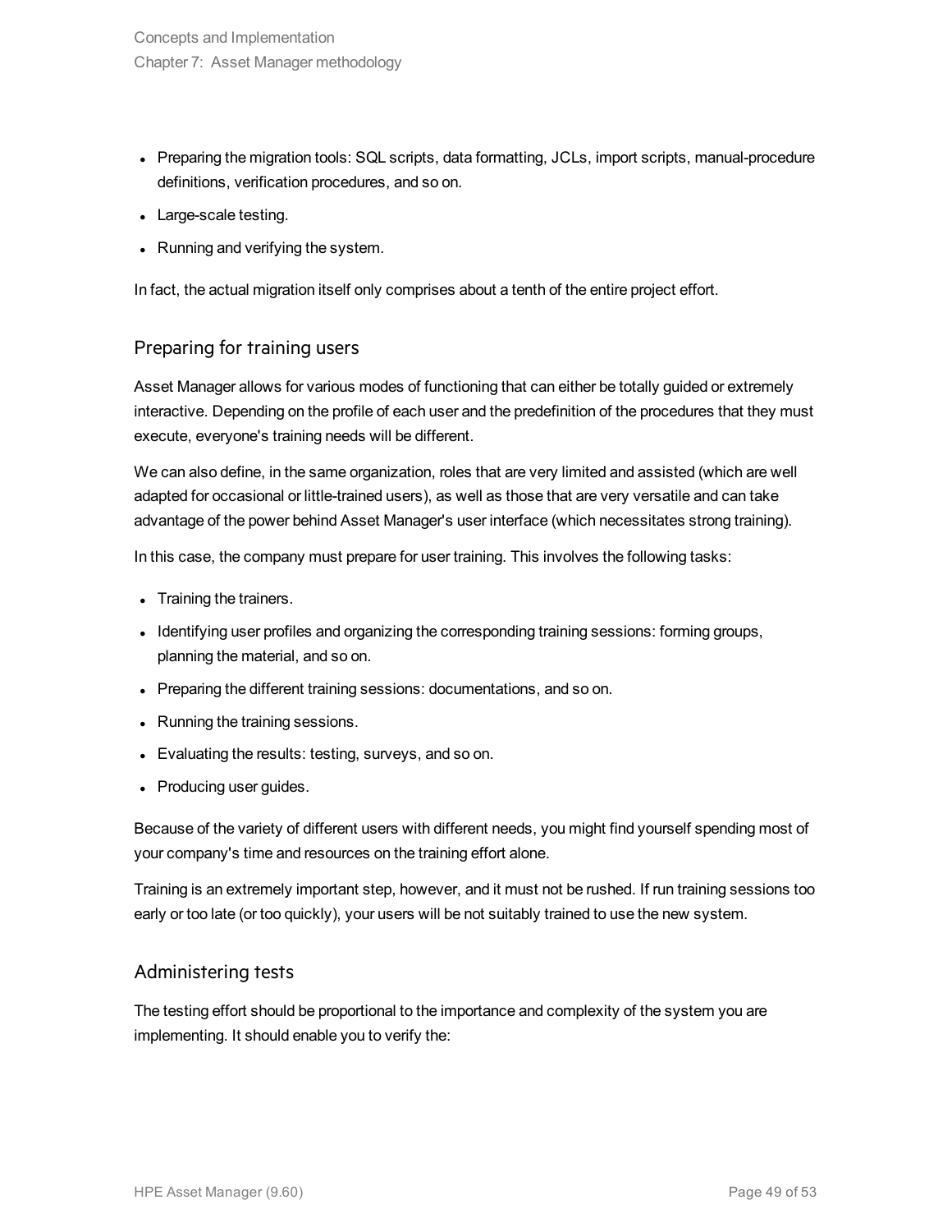- Preparing the migration tools: SQL scripts, data formatting, JCLs, import scripts, manual-procedure definitions, verification procedures, and so on.
- Large-scale testing.
- Running and verifying the system.

In fact, the actual migration itself only comprises about a tenth of the entire project effort.

### Preparing for training users

Asset Manager allows for various modes of functioning that can either be totally guided or extremely interactive. Depending on the profile of each user and the predefinition of the procedures that they must execute, everyone's training needs will be different.

We can also define, in the same organization, roles that are very limited and assisted (which are well adapted for occasional or little-trained users), as well as those that are very versatile and can take advantage of the power behind Asset Manager's user interface (which necessitates strong training).

In this case, the company must prepare for user training. This involves the following tasks:

- Training the trainers.
- Identifying user profiles and organizing the corresponding training sessions: forming groups, planning the material, and so on.
- Preparing the different training sessions: documentations, and so on.
- Running the training sessions.
- Evaluating the results: testing, surveys, and so on.
- Producing user guides.

Because of the variety of different users with different needs, you might find yourself spending most of your company's time and resources on the training effort alone.

Training is an extremely important step, however, and it must not be rushed. If run training sessions too early or too late (or too quickly), your users will be not suitably trained to use the new system.

### Administering tests

The testing effort should be proportional to the importance and complexity of the system you are implementing. It should enable you to verify the: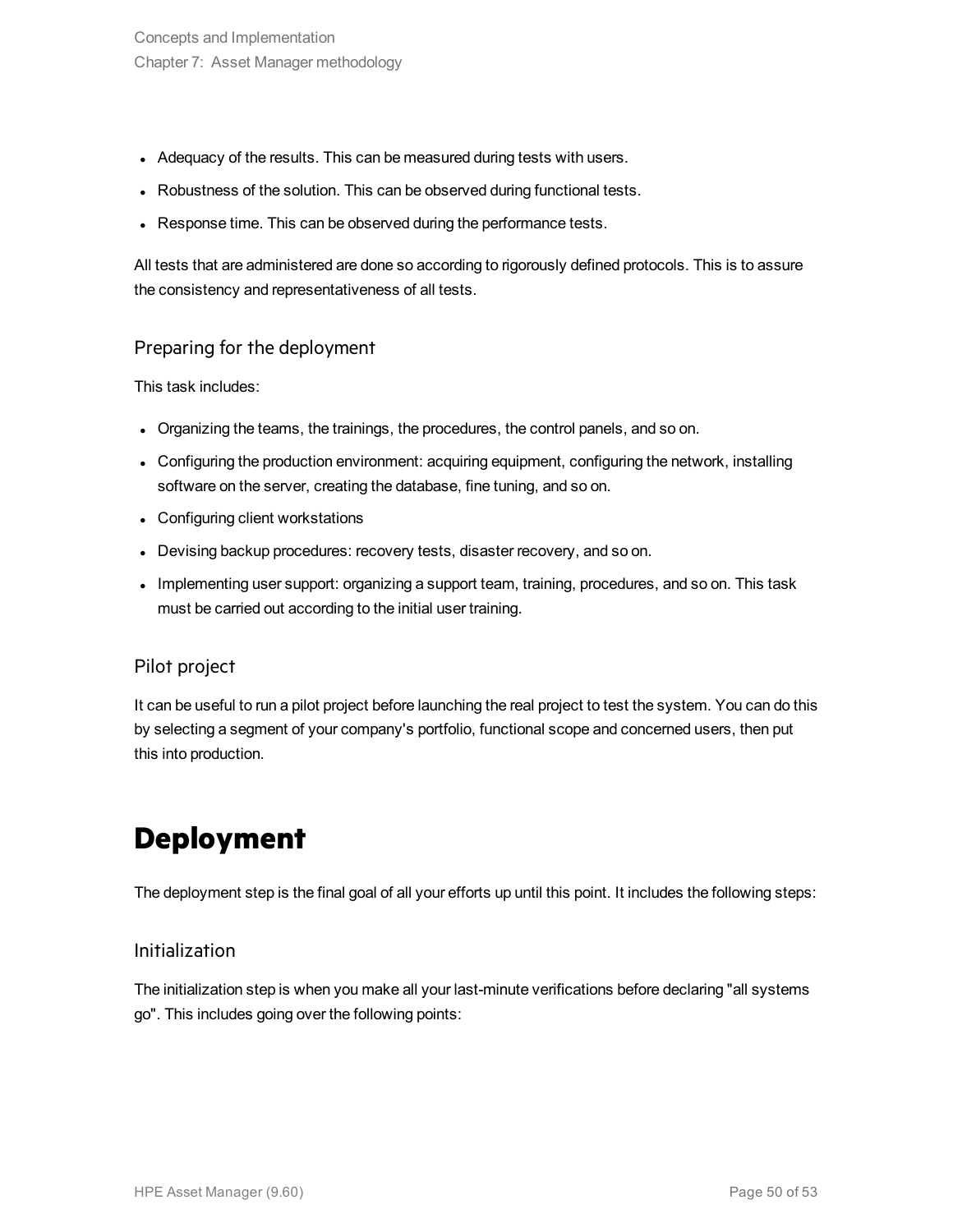- Adequacy of the results. This can be measured during tests with users.
- Robustness of the solution. This can be observed during functional tests.
- Response time. This can be observed during the performance tests.

All tests that are administered are done so according to rigorously defined protocols. This is to assure the consistency and representativeness of all tests.

### Preparing for the deployment

This task includes:

- Organizing the teams, the trainings, the procedures, the control panels, and so on.
- Configuring the production environment: acquiring equipment, configuring the network, installing software on the server, creating the database, fine tuning, and so on.
- Configuring client workstations
- Devising backup procedures: recovery tests, disaster recovery, and so on.
- Implementing user support: organizing a support team, training, procedures, and so on. This task must be carried out according to the initial user training.

### Pilot project

It can be useful to run a pilot project before launching the real project to test the system. You can do this by selecting a segment of your company's portfolio, functional scope and concerned users, then put this into production.

## Deployment

The deployment step is the final goal of all your efforts up until this point. It includes the following steps:

### Initialization

The initialization step is when you make all your last-minute verifications before declaring "all systems go". This includes going over the following points: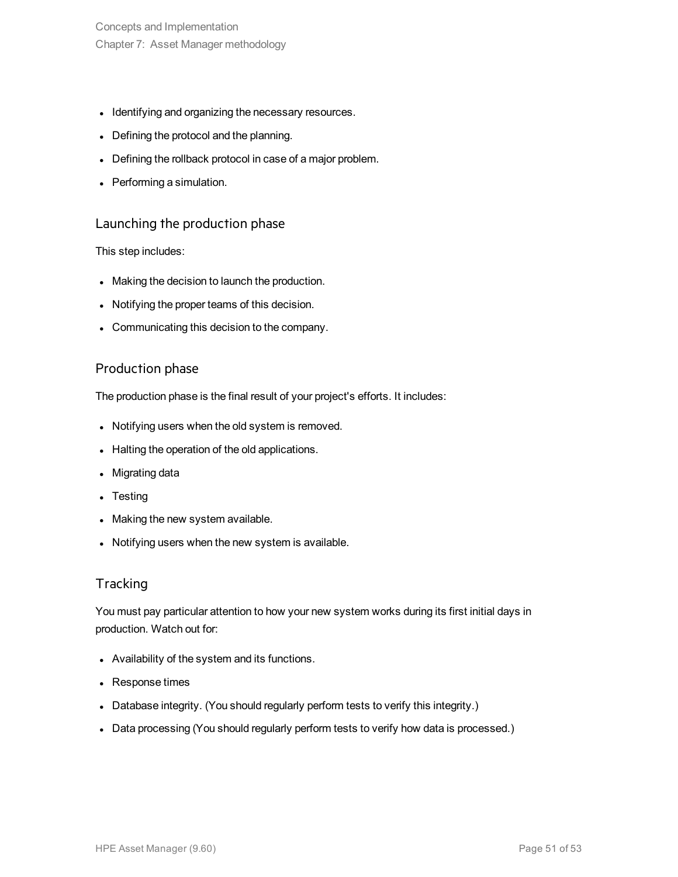- Identifying and organizing the necessary resources.
- Defining the protocol and the planning.
- Defining the rollback protocol in case of a major problem.
- Performing a simulation.

### Launching the production phase

This step includes:

- Making the decision to launch the production.
- Notifying the proper teams of this decision.
- Communicating this decision to the company.

### Production phase

The production phase is the final result of your project's efforts. It includes:

- Notifying users when the old system is removed.
- Halting the operation of the old applications.
- Migrating data
- Testing
- Making the new system available.
- Notifying users when the new system is available.

### Tracking

You must pay particular attention to how your new system works during its first initial days in production. Watch out for:

- Availability of the system and its functions.
- Response times
- Database integrity. (You should regularly perform tests to verify this integrity.)
- Data processing (You should regularly perform tests to verify how data is processed.)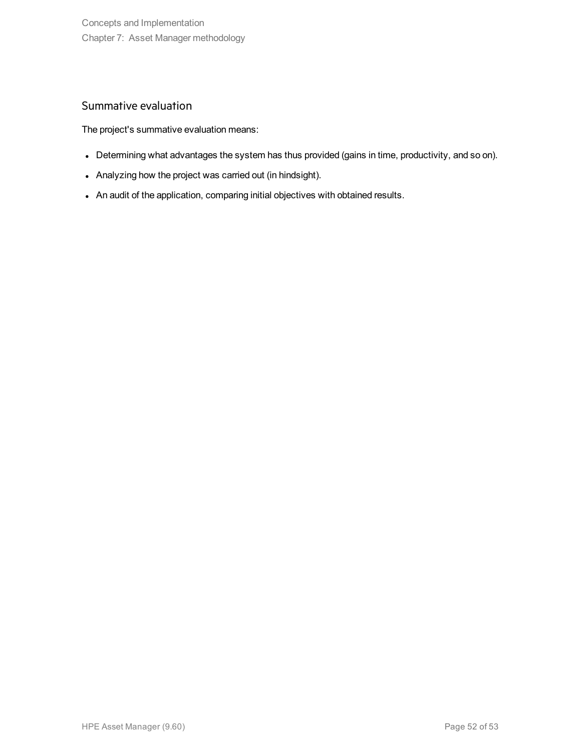## Summative evaluation

The project's summative evaluation means:

- Determining what advantages the system has thus provided (gains in time, productivity, and so on).
- Analyzing how the project was carried out (in hindsight).
- An audit of the application, comparing initial objectives with obtained results.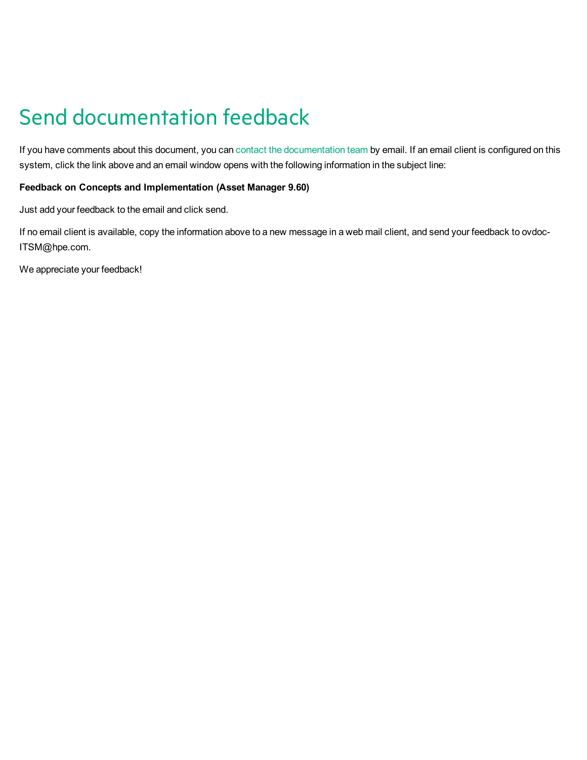# Send documentation feedback

If you have comments about this document, you can contact the documentation team by email. If an email client is configured on this system, click the link above and an email window opens with the following information in the subject line:

**Feedback on Concepts and Implementation (Asset Manager 9.60)**

Just add your feedback to the email and click send.

If no email client is available, copy the information above to a new message in a web mail client, and send your feedback to ovdoc-ITSM@hpe.com.

We appreciate your feedback!